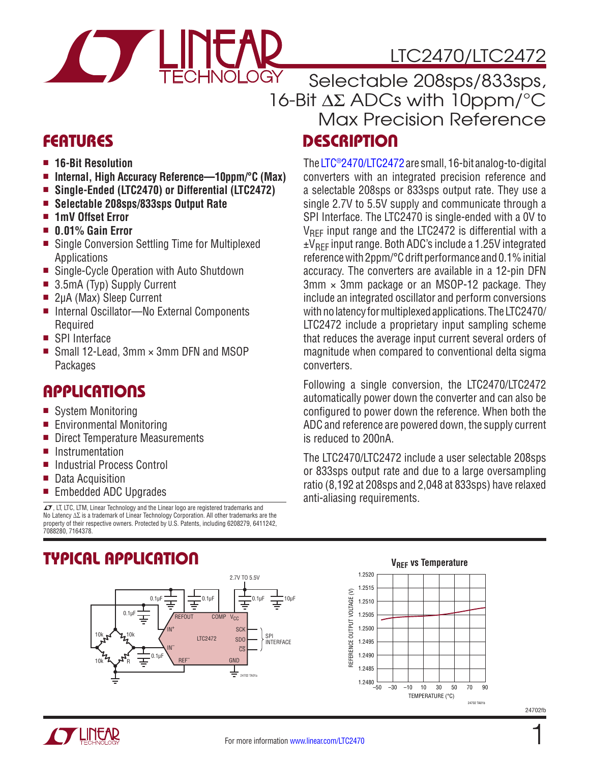# LTC2470/LTC2472

## Selectable 208sps/833sps, 16-Bit ΔΣ ADCs with 10ppm/°C Max Precision Reference

## FEATURES

- **16-Bit Resolution**
- **Internal, High Accuracy Reference—10ppm/°C (Max)**
- **Single-Ended (LTC2470) or Differential (LTC2472)**
- **Selectable 208sps/833sps Output Rate**
- **1mV Offset Error**
- **0.01% Gain Error**
- Single Conversion Settling Time for Multiplexed Applications
- Single-Cycle Operation with Auto Shutdown
- 3.5mA (Typ) Supply Current
- 2µA (Max) Sleep Current
- Internal Oscillator—No External Components Required
- SPI Interface
- Small 12-Lead, 3mm × 3mm DFN and MSOP Packages

## APPLICATIONS

- System Monitoring
- Environmental Monitoring
- Direct Temperature Measurements
- Instrumentation
- Industrial Process Control
- Data Acquisition
- Embedded ADC Upgrades

LT, LTC, LTM, Linear Technology and the Linear logo are registered trademarks and No Latency ΔΣ is a trademark of Linear Technology Corporation. All other trademarks are the property of their respective owners. Protected by U.S. Patents, including 6208279, 6411242, 7088280, 7164378.

## DESCRIPTION

The LTC®2470/LTC2472 are small, 16-bit analog-to-digital converters with an integrated precision reference and a selectable 208sps or 833sps output rate. They use a single 2.7V to 5.5V supply and communicate through a SPI Interface. The LTC2470 is single-ended with a 0V to $V_{REF}$ input range and the LTC2472 is differential with a $\pm V_{REF}$ input range. Both ADC's include a 1.25V integrated reference with 2ppm/°C drift performance and 0.1% initial accuracy. The converters are available in a 12-pin DFN 3mm × 3mm package or an MSOP-12 package. They include an integrated oscillator and perform conversions with no latency for multiplexed applications. The LTC2470/LTC2472 include a proprietary input sampling scheme that reduces the average input current several orders of magnitude when compared to conventional delta sigma converters.

Following a single conversion, the LTC2470/LTC2472 automatically power down the converter and can also be configured to power down the reference. When both the ADC and reference are powered down, the supply current is reduced to 200nA.

The LTC2470/LTC2472 include a user selectable 208sps or 833sps output rate and due to a large oversampling ratio (8,192 at 208sps and 2,048 at 833sps) have relaxed anti-aliasing requirements.

## TYPICAL APPLICATION

2.7V TO 5.5V
0.1µF
0.1µF
0.1µF
10µF
0.1µF
REFOUT
COMP
$V_{CC}$
$IN^+$
SCK
10k
10k
LTC2472
SDO
SPI INTERFACE
$IN^-$
$\overline{CS}$
10k
R
0.1µF
$REF^-$
GND
24702 TA01a

$V_{REF}$ vs Temperature

REFERENCE OUTPUT VOLTAGE (V)
1.2520
1.2515
1.2510
1.2505
1.2500
1.2495
1.2490
1.2485
1.2480
–50 –30 –10 10 30 50 70 90
TEMPERATURE (°C)
24702 TA01b

24702fb

For more information www.linear.com/LTC2470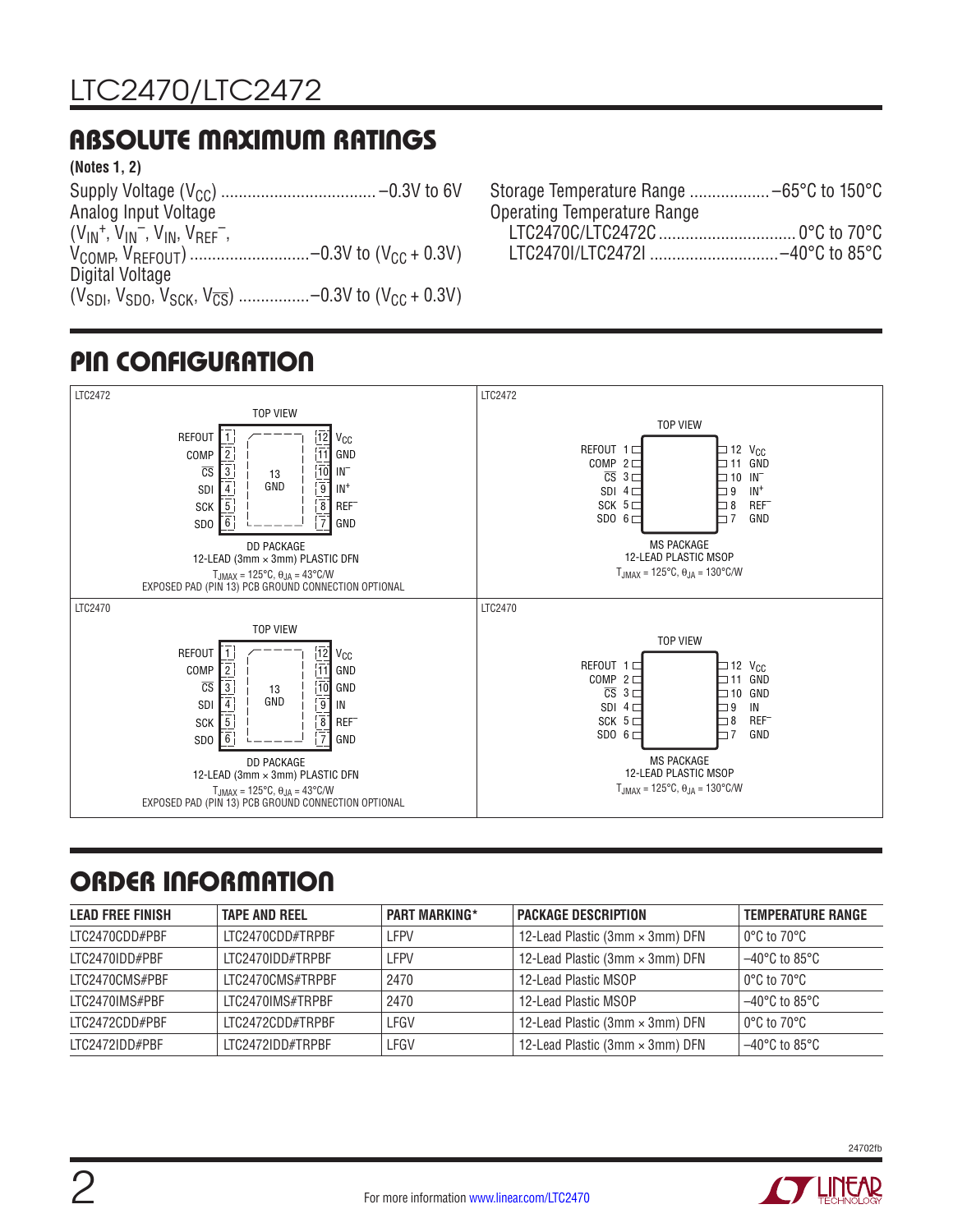## ABSOLUTE MAXIMUM RATINGS

**(Notes 1, 2)**

Supply Voltage ($V_{CC}$) .................................. –0.3V to 6V
Analog Input Voltage
($V_{IN}^+$, $V_{IN}^-$, $V_{IN}$, $V_{REF}^-$,
$V_{COMP}$, $V_{REFOUT}$) ........................... –0.3V to ($V_{CC}$ + 0.3V)
Digital Voltage
($V_{SDI}$, $V_{SDO}$, $V_{SCK}$, $V_{\overline{CS}}$) ................ –0.3V to ($V_{CC}$ + 0.3V)

Storage Temperature Range .................. –65°C to 150°C
Operating Temperature Range
LTC2470C/LTC2472C .............................. 0°C to 70°C
LTC2470I/LTC2472I ............................ –40°C to 85°C

## PIN CONFIGURATION

**LTC2472**

TOP VIEW

REFOUT 1, COMP 2, $\overline{CS}$ 3, SDI 4, SCK 5, SDO 6, 7 GND, 8 REF⁻, 9 IN⁺, 10 IN⁻, 11 GND, 12 $V_{CC}$, 13 GND

DD PACKAGE
12-LEAD (3mm × 3mm) PLASTIC DFN
$T_{JMAX}$ = 125°C, $\theta_{JA}$ = 43°C/W
EXPOSED PAD (PIN 13) PCB GROUND CONNECTION OPTIONAL

**LTC2472**

TOP VIEW

REFOUT 1, COMP 2, $\overline{CS}$ 3, SDI 4, SCK 5, SDO 6, 7 GND, 8 REF⁻, 9 IN⁺, 10 IN⁻, 11 GND, 12 $V_{CC}$

MS PACKAGE
12-LEAD PLASTIC MSOP
$T_{JMAX}$ = 125°C, $\theta_{JA}$ = 130°C/W

**LTC2470**

TOP VIEW

REFOUT 1, COMP 2, $\overline{CS}$ 3, SDI 4, SCK 5, SDO 6, 7 GND, 8 REF⁻, 9 IN, 10 GND, 11 GND, 12 $V_{CC}$, 13 GND

DD PACKAGE
12-LEAD (3mm × 3mm) PLASTIC DFN
$T_{JMAX}$ = 125°C, $\theta_{JA}$ = 43°C/W
EXPOSED PAD (PIN 13) PCB GROUND CONNECTION OPTIONAL

**LTC2470**

TOP VIEW

REFOUT 1, COMP 2, $\overline{CS}$ 3, SDI 4, SCK 5, SDO 6, 7 GND, 8 REF⁻, 9 IN, 10 GND, 11 GND, 12 $V_{CC}$

MS PACKAGE
12-LEAD PLASTIC MSOP
$T_{JMAX}$ = 125°C, $\theta_{JA}$ = 130°C/W

## ORDER INFORMATION

| LEAD FREE FINISH | TAPE AND REEL | PART MARKING* | PACKAGE DESCRIPTION | TEMPERATURE RANGE |
|---|---|---|---|---|
| LTC2470CDD#PBF | LTC2470CDD#TRPBF | LFPV | 12-Lead Plastic (3mm × 3mm) DFN | 0°C to 70°C |
| LTC2470IDD#PBF | LTC2470IDD#TRPBF | LFPV | 12-Lead Plastic (3mm × 3mm) DFN | –40°C to 85°C |
| LTC2470CMS#PBF | LTC2470CMS#TRPBF | 2470 | 12-Lead Plastic MSOP | 0°C to 70°C |
| LTC2470IMS#PBF | LTC2470IMS#TRPBF | 2470 | 12-Lead Plastic MSOP | –40°C to 85°C |
| LTC2472CDD#PBF | LTC2472CDD#TRPBF | LFGV | 12-Lead Plastic (3mm × 3mm) DFN | 0°C to 70°C |
| LTC2472IDD#PBF | LTC2472IDD#TRPBF | LFGV | 12-Lead Plastic (3mm × 3mm) DFN | –40°C to 85°C |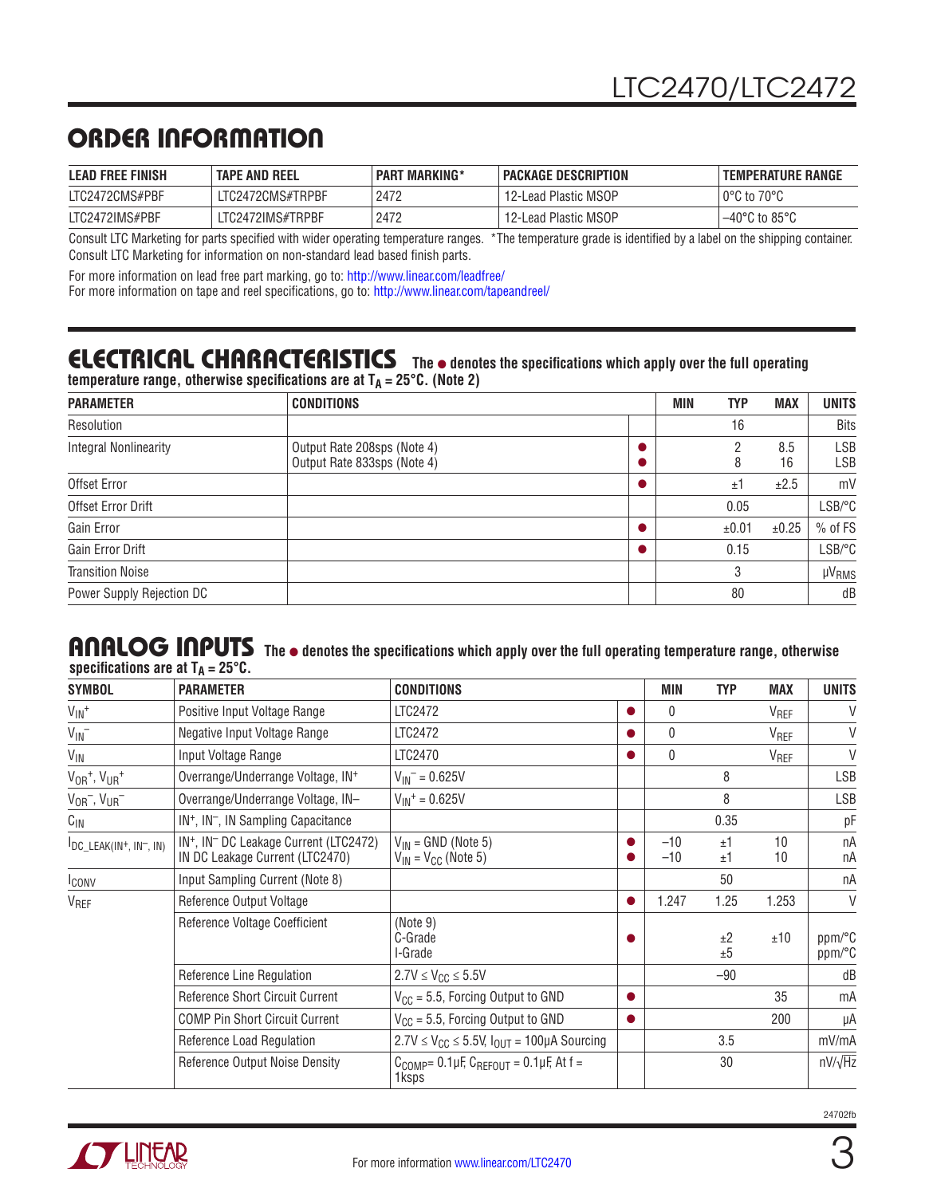## ORDER INFORMATION

| LEAD FREE FINISH | TAPE AND REEL | PART MARKING* | PACKAGE DESCRIPTION | TEMPERATURE RANGE |
|---|---|---|---|---|
| LTC2472CMS#PBF | LTC2472CMS#TRPBF | 2472 | 12-Lead Plastic MSOP | 0°C to 70°C |
| LTC2472IMS#PBF | LTC2472IMS#TRPBF | 2472 | 12-Lead Plastic MSOP | –40°C to 85°C |

Consult LTC Marketing for parts specified with wider operating temperature ranges. *The temperature grade is identified by a label on the shipping container. Consult LTC Marketing for information on non-standard lead based finish parts.

For more information on lead free part marking, go to: http://www.linear.com/leadfree/
For more information on tape and reel specifications, go to: http://www.linear.com/tapeandreel/

## ELECTRICAL CHARACTERISTICS

**The ● denotes the specifications which apply over the full operating temperature range, otherwise specifications are at $T_A$ = 25°C. (Note 2)**

| PARAMETER | CONDITIONS | | MIN | TYP | MAX | UNITS |
|---|---|---|---|---|---|---|
| Resolution | | | | 16 | | Bits |
| Integral Nonlinearity | Output Rate 208sps (Note 4)<br>Output Rate 833sps (Note 4) | ●<br>● | | 2<br>8 | 8.5<br>16 | LSB<br>LSB |
| Offset Error | | ● | | ±1 | ±2.5 | mV |
| Offset Error Drift | | | | 0.05 | | LSB/°C |
| Gain Error | | ● | | ±0.01 | ±0.25 | % of FS |
| Gain Error Drift | | ● | | 0.15 | | LSB/°C |
| Transition Noise | | | | 3 | | $\mu V_{RMS}$ |
| Power Supply Rejection DC | | | | 80 | | dB |

## ANALOG INPUTS

**The ● denotes the specifications which apply over the full operating temperature range, otherwise specifications are at $T_A$ = 25°C.**

| SYMBOL | PARAMETER | CONDITIONS | | MIN | TYP | MAX | UNITS |
|---|---|---|---|---|---|---|---|
| $V_{IN}^+$ | Positive Input Voltage Range | LTC2472 | ● | 0 | | $V_{REF}$ | V |
| $V_{IN}^-$ | Negative Input Voltage Range | LTC2472 | ● | 0 | | $V_{REF}$ | V |
| $V_{IN}$ | Input Voltage Range | LTC2470 | ● | 0 | | $V_{REF}$ | V |
| $V_{OR}^+$, $V_{UR}^+$ | Overrange/Underrange Voltage, IN+ | $V_{IN}^-$ = 0.625V | | | 8 | | LSB |
| $V_{OR}^-$, $V_{UR}^-$ | Overrange/Underrange Voltage, IN– | $V_{IN}^+$ = 0.625V | | | 8 | | LSB |
| $C_{IN}$ | IN+, IN–, IN Sampling Capacitance | | | | 0.35 | | pF |
| $I_{DC\_LEAK(IN^+, IN^-, IN)}$ | IN+, IN– DC Leakage Current (LTC2472)<br>IN DC Leakage Current (LTC2470) | $V_{IN}$ = GND (Note 5)<br>$V_{IN}$ = $V_{CC}$ (Note 5) | ●<br>● | –10<br>–10 | ±1<br>±1 | 10<br>10 | nA<br>nA |
| $I_{CONV}$ | Input Sampling Current (Note 8) | | | | 50 | | nA |
| $V_{REF}$ | Reference Output Voltage | | ● | 1.247 | 1.25 | 1.253 | V |
| | Reference Voltage Coefficient | (Note 9)<br>C-Grade<br>I-Grade | ● | | ±2<br>±5 | ±10 | ppm/°C<br>ppm/°C |
| | Reference Line Regulation | 2.7V ≤ $V_{CC}$ ≤ 5.5V | | | –90 | | dB |
| | Reference Short Circuit Current | $V_{CC}$ = 5.5, Forcing Output to GND | ● | | | 35 | mA |
| | COMP Pin Short Circuit Current | $V_{CC}$ = 5.5, Forcing Output to GND | ● | | | 200 | µA |
| | Reference Load Regulation | 2.7V ≤ $V_{CC}$ ≤ 5.5V, $I_{OUT}$ = 100µA Sourcing | | | 3.5 | | mV/mA |
| | Reference Output Noise Density | $C_{COMP}$= 0.1µF, $C_{REFOUT}$ = 0.1µF, At f = 1ksps | | | 30 | | nV/√Hz |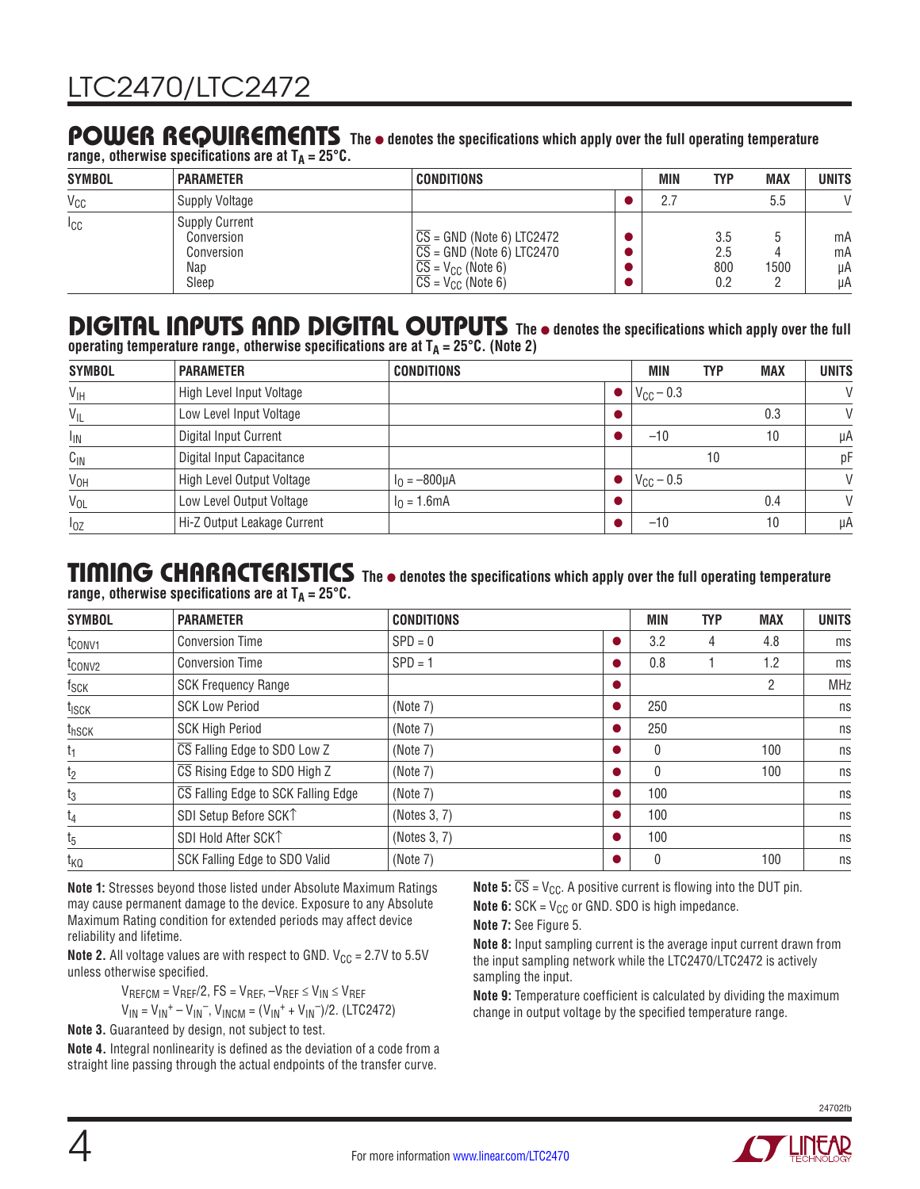## POWER REQUIREMENTS

The ● denotes the specifications which apply over the full operating temperature range, otherwise specifications are at $T_A = 25°C$.

| SYMBOL | PARAMETER | CONDITIONS | | MIN | TYP | MAX | UNITS |
|---|---|---|---|---|---|---|---|
| $V_{CC}$ | Supply Voltage | | ● | 2.7 | | 5.5 | V |
| $I_{CC}$ | Supply Current | | | | | | |
| | Conversion | $\overline{CS}$ = GND (Note 6) LTC2472 | ● | | 3.5 | 5 | mA |
| | Conversion | $\overline{CS}$ = GND (Note 6) LTC2470 | ● | | 2.5 | 4 | mA |
| | Nap | $\overline{CS} = V_{CC}$ (Note 6) | ● | | 800 | 1500 | µA |
| | Sleep | $\overline{CS} = V_{CC}$ (Note 6) | ● | | 0.2 | 2 | µA |

## DIGITAL INPUTS AND DIGITAL OUTPUTS

The ● denotes the specifications which apply over the full operating temperature range, otherwise specifications are at $T_A = 25°C$. (Note 2)

| SYMBOL | PARAMETER | CONDITIONS | | MIN | TYP | MAX | UNITS |
|---|---|---|---|---|---|---|---|
| $V_{IH}$ | High Level Input Voltage | | ● | $V_{CC} - 0.3$ | | | V |
| $V_{IL}$ | Low Level Input Voltage | | ● | | | 0.3 | V |
| $I_{IN}$ | Digital Input Current | | ● | –10 | | 10 | µA |
| $C_{IN}$ | Digital Input Capacitance | | | | 10 | | pF |
| $V_{OH}$ | High Level Output Voltage | $I_O = -800µA$ | ● | $V_{CC} - 0.5$ | | | V |
| $V_{OL}$ | Low Level Output Voltage | $I_O = 1.6mA$ | ● | | | 0.4 | V |
| $I_{OZ}$ | Hi-Z Output Leakage Current | | ● | –10 | | 10 | µA |

## TIMING CHARACTERISTICS

The ● denotes the specifications which apply over the full operating temperature range, otherwise specifications are at $T_A = 25°C$.

| SYMBOL | PARAMETER | CONDITIONS | | MIN | TYP | MAX | UNITS |
|---|---|---|---|---|---|---|---|
| $t_{CONV1}$ | Conversion Time | SPD = 0 | ● | 3.2 | 4 | 4.8 | ms |
| $t_{CONV2}$ | Conversion Time | SPD = 1 | ● | 0.8 | 1 | 1.2 | ms |
| $f_{SCK}$ | SCK Frequency Range | | ● | | | 2 | MHz |
| $t_{lSCK}$ | SCK Low Period | (Note 7) | ● | 250 | | | ns |
| $t_{hSCK}$ | SCK High Period | (Note 7) | ● | 250 | | | ns |
| $t_1$ | $\overline{CS}$ Falling Edge to SDO Low Z | (Note 7) | ● | 0 | | 100 | ns |
| $t_2$ | $\overline{CS}$ Rising Edge to SDO High Z | (Note 7) | ● | 0 | | 100 | ns |
| $t_3$ | $\overline{CS}$ Falling Edge to SCK Falling Edge | (Note 7) | ● | 100 | | | ns |
| $t_4$ | SDI Setup Before SCK↑ | (Notes 3, 7) | ● | 100 | | | ns |
| $t_5$ | SDI Hold After SCK↑ | (Notes 3, 7) | ● | 100 | | | ns |
| $t_{KQ}$ | SCK Falling Edge to SDO Valid | (Note 7) | ● | 0 | | 100 | ns |

**Note 1:** Stresses beyond those listed under Absolute Maximum Ratings may cause permanent damage to the device. Exposure to any Absolute Maximum Rating condition for extended periods may affect device reliability and lifetime.

**Note 2.** All voltage values are with respect to GND. $V_{CC}$ = 2.7V to 5.5V unless otherwise specified.

$V_{REFCM} = V_{REF}/2$, FS = $V_{REF}$, $-V_{REF} \le V_{IN} \le V_{REF}$

$V_{IN} = V_{IN}^+ - V_{IN}^-$, $V_{INCM} = (V_{IN}^+ + V_{IN}^-)/2$. (LTC2472)

**Note 3.** Guaranteed by design, not subject to test.

**Note 4.** Integral nonlinearity is defined as the deviation of a code from a straight line passing through the actual endpoints of the transfer curve.

**Note 5:** $\overline{CS} = V_{CC}$. A positive current is flowing into the DUT pin.

**Note 6:** SCK = $V_{CC}$ or GND. SDO is high impedance.

**Note 7:** See Figure 5.

**Note 8:** Input sampling current is the average input current drawn from the input sampling network while the LTC2470/LTC2472 is actively sampling the input.

**Note 9:** Temperature coefficient is calculated by dividing the maximum change in output voltage by the specified temperature range.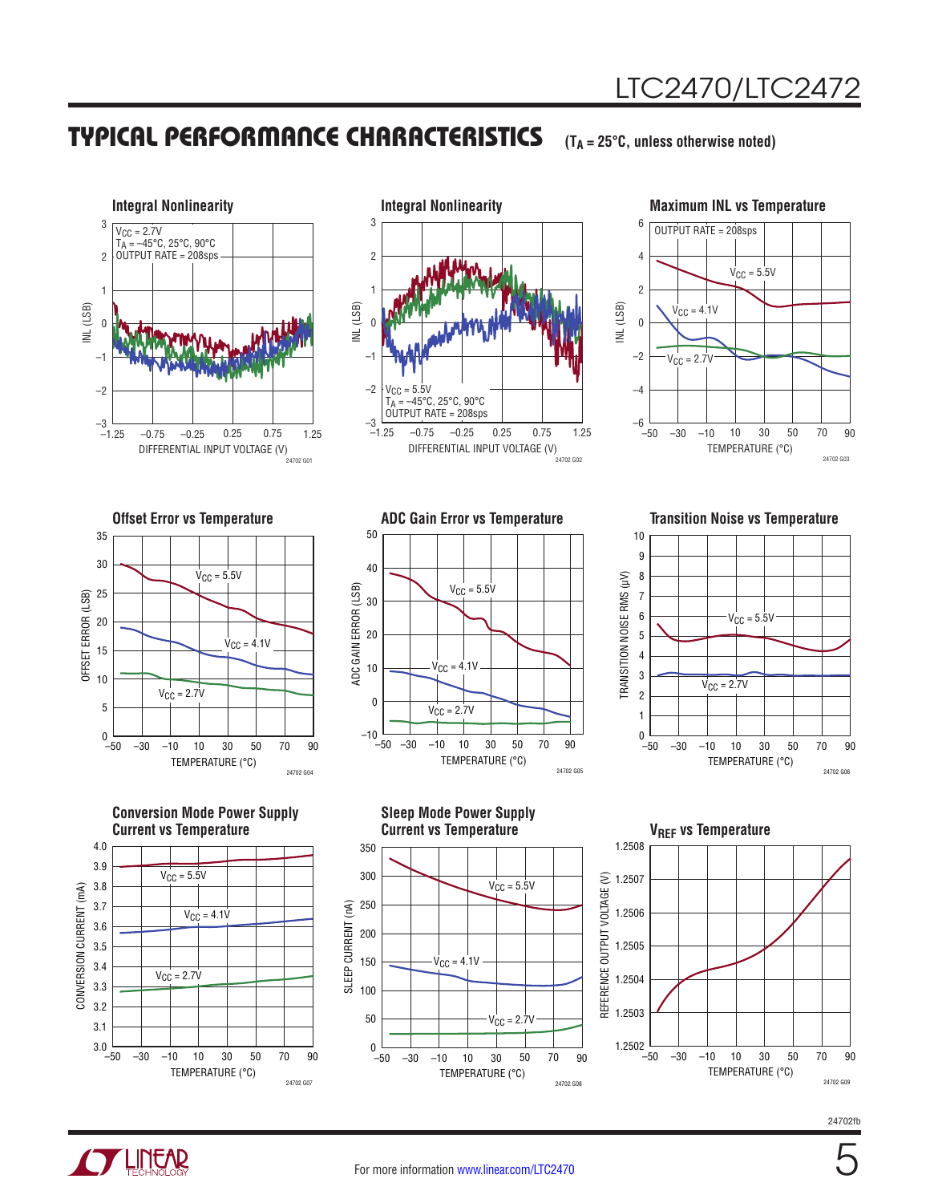## TYPICAL PERFORMANCE CHARACTERISTICS ($T_A$ = 25°C, unless otherwise noted)

**Integral Nonlinearity**

$V_{CC}$ = 2.7V
$T_A$ = –45°C, 25°C, 90°C
OUTPUT RATE = 208sps
INL (LSB)
3, 2, 1, 0, –1, –2, –3
–1.25, –0.75, –0.25, 0.25, 0.75, 1.25
DIFFERENTIAL INPUT VOLTAGE (V)
24702 G01

**Integral Nonlinearity**

$V_{CC}$ = 5.5V
$T_A$ = –45°C, 25°C, 90°C
OUTPUT RATE = 208sps
INL (LSB)
3, 2, 1, 0, –1, –2, –3
–1.25, –0.75, –0.25, 0.25, 0.75, 1.25
DIFFERENTIAL INPUT VOLTAGE (V)
24702 G02

**Maximum INL vs Temperature**

OUTPUT RATE = 208sps
$V_{CC}$ = 5.5V
$V_{CC}$ = 4.1V
$V_{CC}$ = 2.7V
INL (LSB)
6, 4, 2, 0, –2, –4, –6
–50, –30, –10, 10, 30, 50, 70, 90
TEMPERATURE (°C)
24702 G03

**Offset Error vs Temperature**

$V_{CC}$ = 5.5V
$V_{CC}$ = 4.1V
$V_{CC}$ = 2.7V
OFFSET ERROR (LSB)
35, 30, 25, 20, 15, 10, 5, 0
–50, –30, –10, 10, 30, 50, 70, 90
TEMPERATURE (°C)
24702 G04

**ADC Gain Error vs Temperature**

$V_{CC}$ = 5.5V
$V_{CC}$ = 4.1V
$V_{CC}$ = 2.7V
ADC GAIN ERROR (LSB)
50, 40, 30, 20, 10, 0, –10
–50, –30, –10, 10, 30, 50, 70, 90
TEMPERATURE (°C)
24702 G05

**Transition Noise vs Temperature**

$V_{CC}$ = 5.5V
$V_{CC}$ = 2.7V
TRANSITION NOISE RMS (µV)
10, 9, 8, 7, 6, 5, 4, 3, 2, 1, 0
–50, –30, –10, 10, 30, 50, 70, 90
TEMPERATURE (°C)
24702 G06

**Conversion Mode Power Supply Current vs Temperature**

$V_{CC}$ = 5.5V
$V_{CC}$ = 4.1V
$V_{CC}$ = 2.7V
CONVERSION CURRENT (mA)
4.0, 3.9, 3.8, 3.7, 3.6, 3.5, 3.4, 3.3, 3.2, 3.1, 3.0
–50, –30, –10, 10, 30, 50, 70, 90
TEMPERATURE (°C)
24702 G07

**Sleep Mode Power Supply Current vs Temperature**

$V_{CC}$ = 5.5V
$V_{CC}$ = 4.1V
$V_{CC}$ = 2.7V
SLEEP CURRENT (nA)
350, 300, 250, 200, 150, 100, 50, 0
–50, –30, –10, 10, 30, 50, 70, 90
TEMPERATURE (°C)
24702 G08

**$V_{REF}$ vs Temperature**

REFERENCE OUTPUT VOLTAGE (V)
1.2508, 1.2507, 1.2506, 1.2505, 1.2504, 1.2503, 1.2502
–50, –30, –10, 10, 30, 50, 70, 90
TEMPERATURE (°C)
24702 G09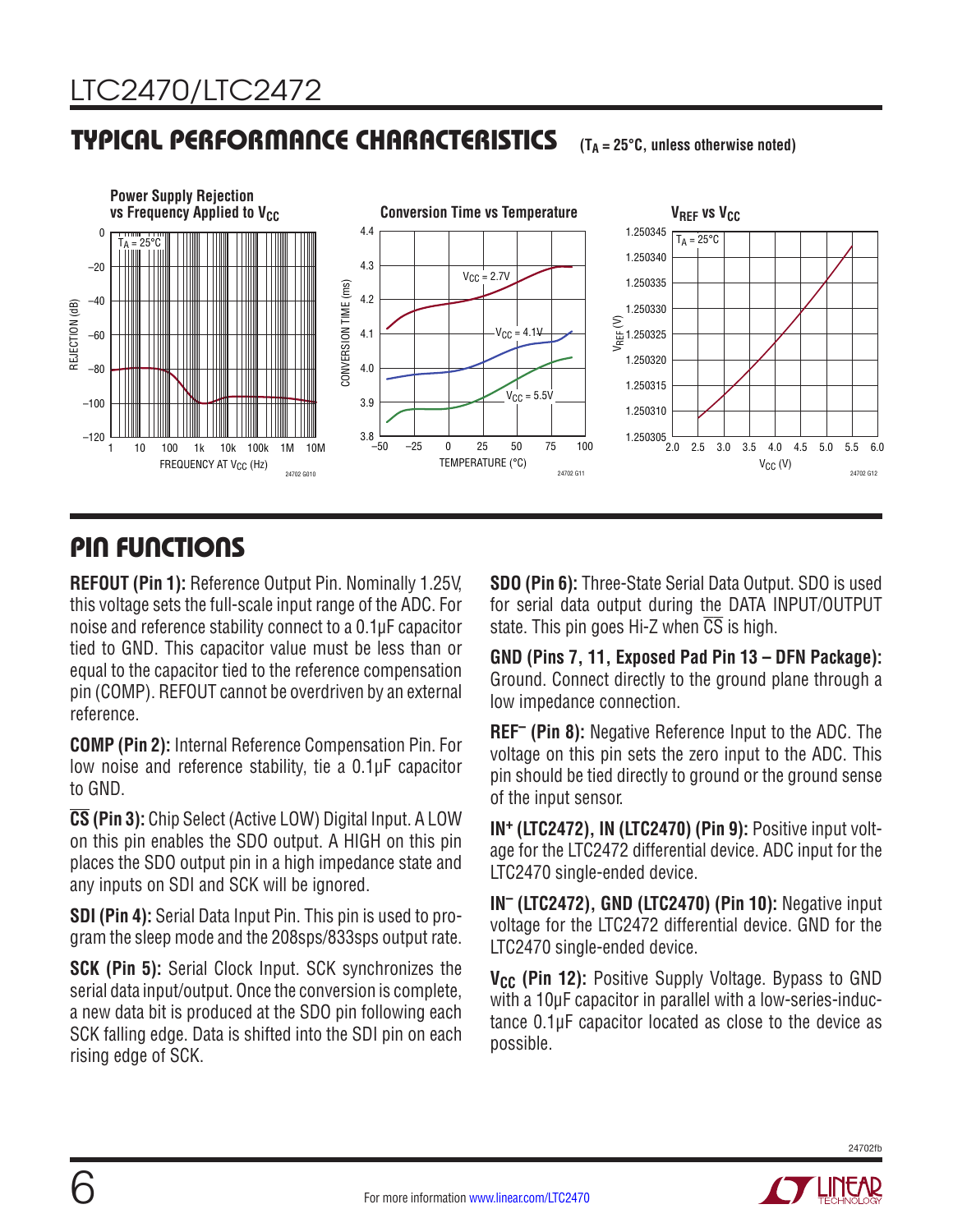## TYPICAL PERFORMANCE CHARACTERISTICS

($T_A$ = 25°C, unless otherwise noted)

Power Supply Rejection vs Frequency Applied to $V_{CC}$

Conversion Time vs Temperature

$V_{REF}$ vs $V_{CC}$

## PIN FUNCTIONS

**REFOUT (Pin 1):** Reference Output Pin. Nominally 1.25V, this voltage sets the full-scale input range of the ADC. For noise and reference stability connect to a 0.1µF capacitor tied to GND. This capacitor value must be less than or equal to the capacitor tied to the reference compensation pin (COMP). REFOUT cannot be overdriven by an external reference.

**COMP (Pin 2):** Internal Reference Compensation Pin. For low noise and reference stability, tie a 0.1µF capacitor to GND.

**$\overline{\text{CS}}$ (Pin 3):** Chip Select (Active LOW) Digital Input. A LOW on this pin enables the SDO output. A HIGH on this pin places the SDO output pin in a high impedance state and any inputs on SDI and SCK will be ignored.

**SDI (Pin 4):** Serial Data Input Pin. This pin is used to program the sleep mode and the 208sps/833sps output rate.

**SCK (Pin 5):** Serial Clock Input. SCK synchronizes the serial data input/output. Once the conversion is complete, a new data bit is produced at the SDO pin following each SCK falling edge. Data is shifted into the SDI pin on each rising edge of SCK.

**SDO (Pin 6):** Three-State Serial Data Output. SDO is used for serial data output during the DATA INPUT/OUTPUT state. This pin goes Hi-Z when $\overline{\text{CS}}$ is high.

**GND (Pins 7, 11, Exposed Pad Pin 13 – DFN Package):** Ground. Connect directly to the ground plane through a low impedance connection.

**$REF^–$ (Pin 8):** Negative Reference Input to the ADC. The voltage on this pin sets the zero input to the ADC. This pin should be tied directly to ground or the ground sense of the input sensor.

**$IN^+$ (LTC2472), IN (LTC2470) (Pin 9):** Positive input voltage for the LTC2472 differential device. ADC input for the LTC2470 single-ended device.

**$IN^–$ (LTC2472), GND (LTC2470) (Pin 10):** Negative input voltage for the LTC2472 differential device. GND for the LTC2470 single-ended device.

**$V_{CC}$ (Pin 12):** Positive Supply Voltage. Bypass to GND with a 10µF capacitor in parallel with a low-series-inductance 0.1µF capacitor located as close to the device as possible.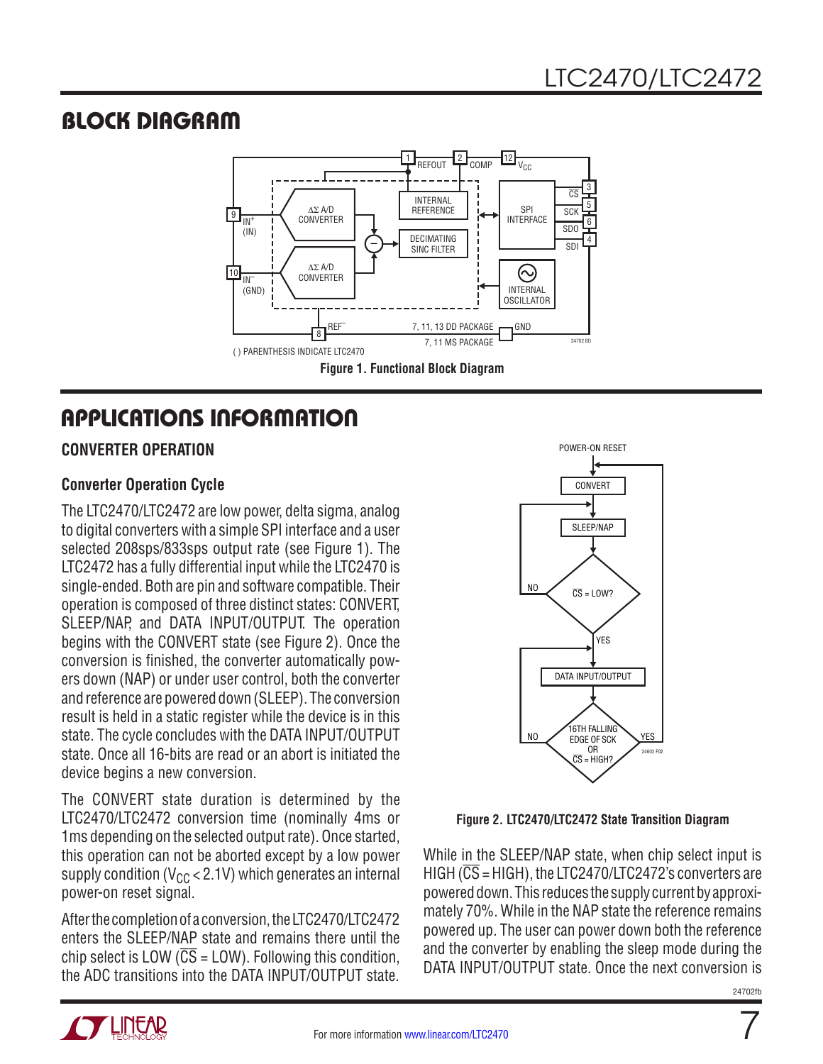# BLOCK DIAGRAM

1 REFOUT
2 COMP
12 $V_{CC}$
INTERNAL REFERENCE
SPI INTERFACE
$\overline{CS}$ 3
SCK 5
SDO 6
SDI 4
9 $IN^+$ (IN)
ΔΣ A/D CONVERTER
DECIMATING SINC FILTER
10 $IN^-$ (GND)
ΔΣ A/D CONVERTER
INTERNAL OSCILLATOR
$REF^-$ 8
7, 11, 13 DD PACKAGE
7, 11 MS PACKAGE
GND
( ) PARENTHESIS INDICATE LTC2470
24702 BD

**Figure 1. Functional Block Diagram**

# APPLICATIONS INFORMATION

## CONVERTER OPERATION

### Converter Operation Cycle

The LTC2470/LTC2472 are low power, delta sigma, analog to digital converters with a simple SPI interface and a user selected 208sps/833sps output rate (see Figure 1). The LTC2472 has a fully differential input while the LTC2470 is single-ended. Both are pin and software compatible. Their operation is composed of three distinct states: CONVERT, SLEEP/NAP, and DATA INPUT/OUTPUT. The operation begins with the CONVERT state (see Figure 2). Once the conversion is finished, the converter automatically powers down (NAP) or under user control, both the converter and reference are powered down (SLEEP). The conversion result is held in a static register while the device is in this state. The cycle concludes with the DATA INPUT/OUTPUT state. Once all 16-bits are read or an abort is initiated the device begins a new conversion.

The CONVERT state duration is determined by the LTC2470/LTC2472 conversion time (nominally 4ms or 1ms depending on the selected output rate). Once started, this operation can not be aborted except by a low power supply condition ($V_{CC}$ < 2.1V) which generates an internal power-on reset signal.

After the completion of a conversion, the LTC2470/LTC2472 enters the SLEEP/NAP state and remains there until the chip select is LOW ($\overline{CS}$ = LOW). Following this condition, the ADC transitions into the DATA INPUT/OUTPUT state.

POWER-ON RESET
CONVERT
SLEEP/NAP
$\overline{CS}$ = LOW?
NO
YES
DATA INPUT/OUTPUT
16TH FALLING EDGE OF SCK OR $\overline{CS}$ = HIGH?
NO
YES
24602 F02

**Figure 2. LTC2470/LTC2472 State Transition Diagram**

While in the SLEEP/NAP state, when chip select input is HIGH ($\overline{CS}$ = HIGH), the LTC2470/LTC2472's converters are powered down. This reduces the supply current by approximately 70%. While in the NAP state the reference remains powered up. The user can power down both the reference and the converter by enabling the sleep mode during the DATA INPUT/OUTPUT state. Once the next conversion is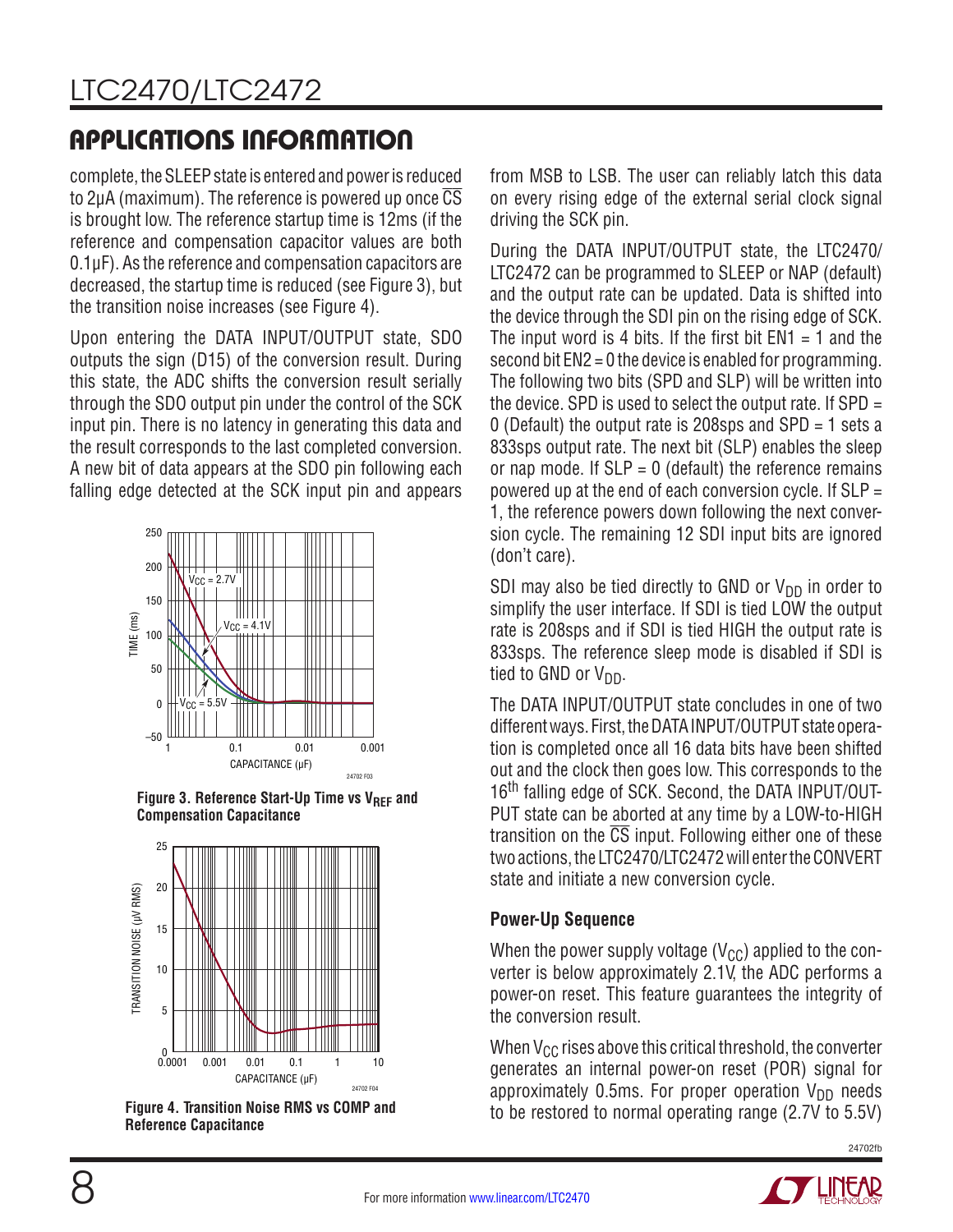## APPLICATIONS INFORMATION

complete, the SLEEP state is entered and power is reduced to 2µA (maximum). The reference is powered up once $\overline{CS}$ is brought low. The reference startup time is 12ms (if the reference and compensation capacitor values are both 0.1µF). As the reference and compensation capacitors are decreased, the startup time is reduced (see Figure 3), but the transition noise increases (see Figure 4).

Upon entering the DATA INPUT/OUTPUT state, SDO outputs the sign (D15) of the conversion result. During this state, the ADC shifts the conversion result serially through the SDO output pin under the control of the SCK input pin. There is no latency in generating this data and the result corresponds to the last completed conversion. A new bit of data appears at the SDO pin following each falling edge detected at the SCK input pin and appears

250
200
150
100
50
0
–50
TIME (ms)
$V_{CC}$ = 2.7V
$V_{CC}$ = 4.1V
$V_{CC}$ = 5.5V
1
0.1
0.01
0.001
CAPACITANCE (µF)
24702 F03

**Figure 3. Reference Start-Up Time vs $V_{REF}$ and Compensation Capacitance**

25
20
15
10
5
0
TRANSITION NOISE (µV RMS)
0.0001
0.001
0.01
0.1
1
10
CAPACITANCE (µF)
24702 F04

**Figure 4. Transition Noise RMS vs COMP and Reference Capacitance**

from MSB to LSB. The user can reliably latch this data on every rising edge of the external serial clock signal driving the SCK pin.

During the DATA INPUT/OUTPUT state, the LTC2470/LTC2472 can be programmed to SLEEP or NAP (default) and the output rate can be updated. Data is shifted into the device through the SDI pin on the rising edge of SCK. The input word is 4 bits. If the first bit EN1 = 1 and the second bit EN2 = 0 the device is enabled for programming. The following two bits (SPD and SLP) will be written into the device. SPD is used to select the output rate. If SPD = 0 (Default) the output rate is 208sps and SPD = 1 sets a 833sps output rate. The next bit (SLP) enables the sleep or nap mode. If SLP = 0 (default) the reference remains powered up at the end of each conversion cycle. If SLP = 1, the reference powers down following the next conversion cycle. The remaining 12 SDI input bits are ignored (don't care).

SDI may also be tied directly to GND or $V_{DD}$ in order to simplify the user interface. If SDI is tied LOW the output rate is 208sps and if SDI is tied HIGH the output rate is 833sps. The reference sleep mode is disabled if SDI is tied to GND or $V_{DD}$.

The DATA INPUT/OUTPUT state concludes in one of two different ways. First, the DATA INPUT/OUTPUT state operation is completed once all 16 data bits have been shifted out and the clock then goes low. This corresponds to the 16th falling edge of SCK. Second, the DATA INPUT/OUTPUT state can be aborted at any time by a LOW-to-HIGH transition on the $\overline{CS}$ input. Following either one of these two actions, the LTC2470/LTC2472 will enter the CONVERT state and initiate a new conversion cycle.

### Power-Up Sequence

When the power supply voltage ($V_{CC}$) applied to the converter is below approximately 2.1V, the ADC performs a power-on reset. This feature guarantees the integrity of the conversion result.

When $V_{CC}$ rises above this critical threshold, the converter generates an internal power-on reset (POR) signal for approximately 0.5ms. For proper operation $V_{DD}$ needs to be restored to normal operating range (2.7V to 5.5V)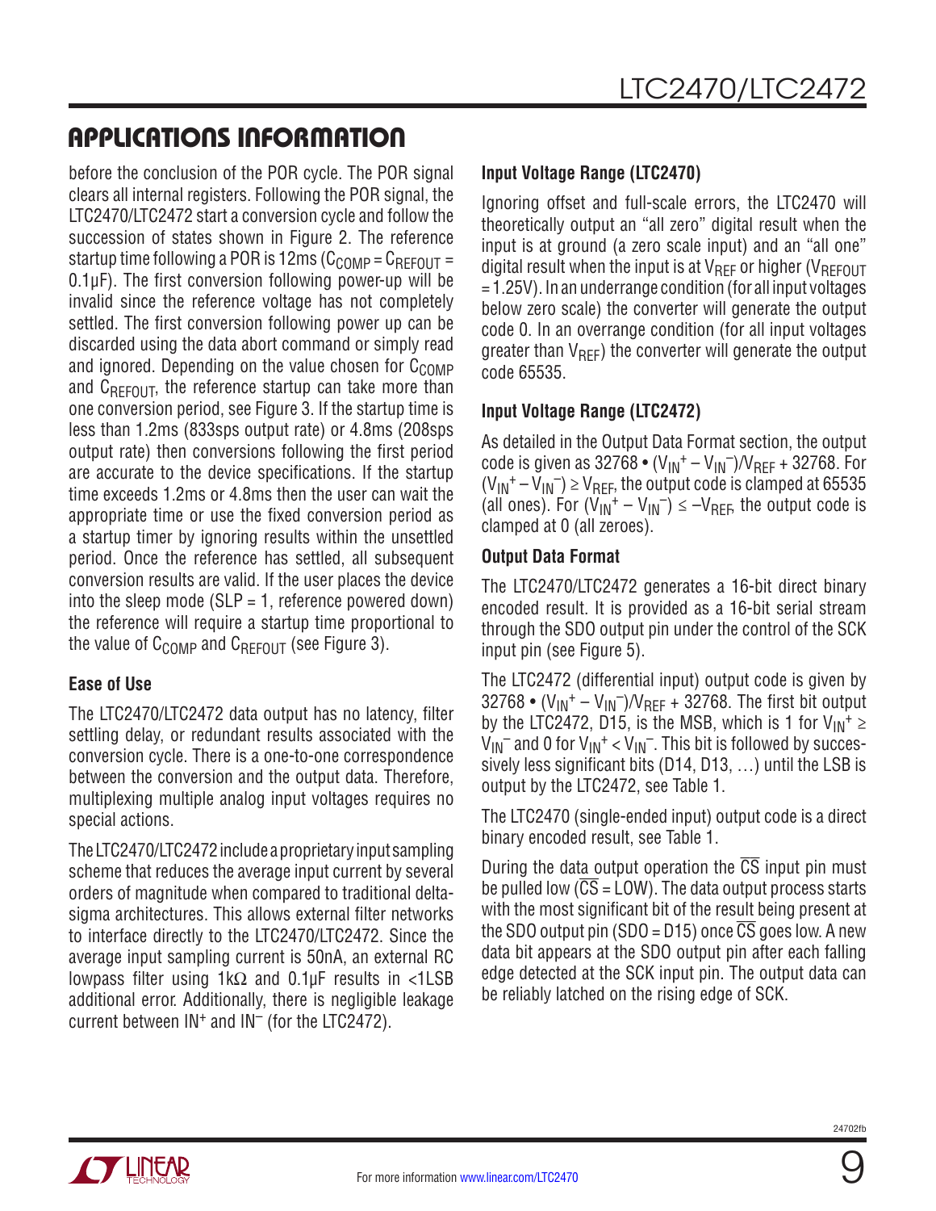## APPLICATIONS INFORMATION

before the conclusion of the POR cycle. The POR signal clears all internal registers. Following the POR signal, the LTC2470/LTC2472 start a conversion cycle and follow the succession of states shown in Figure 2. The reference startup time following a POR is 12ms ($C_{COMP} = C_{REFOUT} =$ 0.1µF). The first conversion following power-up will be invalid since the reference voltage has not completely settled. The first conversion following power up can be discarded using the data abort command or simply read and ignored. Depending on the value chosen for $C_{COMP}$ and $C_{REFOUT}$, the reference startup can take more than one conversion period, see Figure 3. If the startup time is less than 1.2ms (833sps output rate) or 4.8ms (208sps output rate) then conversions following the first period are accurate to the device specifications. If the startup time exceeds 1.2ms or 4.8ms then the user can wait the appropriate time or use the fixed conversion period as a startup timer by ignoring results within the unsettled period. Once the reference has settled, all subsequent conversion results are valid. If the user places the device into the sleep mode (SLP = 1, reference powered down) the reference will require a startup time proportional to the value of $C_{COMP}$ and $C_{REFOUT}$ (see Figure 3).

### Ease of Use

The LTC2470/LTC2472 data output has no latency, filter settling delay, or redundant results associated with the conversion cycle. There is a one-to-one correspondence between the conversion and the output data. Therefore, multiplexing multiple analog input voltages requires no special actions.

The LTC2470/LTC2472 include a proprietary input sampling scheme that reduces the average input current by several orders of magnitude when compared to traditional delta-sigma architectures. This allows external filter networks to interface directly to the LTC2470/LTC2472. Since the average input sampling current is 50nA, an external RC lowpass filter using 1kΩ and 0.1µF results in <1LSB additional error. Additionally, there is negligible leakage current between $IN^+$ and $IN^-$ (for the LTC2472).

### Input Voltage Range (LTC2470)

Ignoring offset and full-scale errors, the LTC2470 will theoretically output an "all zero" digital result when the input is at ground (a zero scale input) and an "all one" digital result when the input is at $V_{REF}$ or higher ($V_{REFOUT}$ = 1.25V). In an underrange condition (for all input voltages below zero scale) the converter will generate the output code 0. In an overrange condition (for all input voltages greater than $V_{REF}$) the converter will generate the output code 65535.

### Input Voltage Range (LTC2472)

As detailed in the Output Data Format section, the output code is given as $32768 \cdot (V_{IN}^+ - V_{IN}^-)/V_{REF} + 32768$. For $(V_{IN}^+ - V_{IN}^-) \geq V_{REF}$, the output code is clamped at 65535 (all ones). For $(V_{IN}^+ - V_{IN}^-) \leq -V_{REF}$, the output code is clamped at 0 (all zeroes).

### Output Data Format

The LTC2470/LTC2472 generates a 16-bit direct binary encoded result. It is provided as a 16-bit serial stream through the SDO output pin under the control of the SCK input pin (see Figure 5).

The LTC2472 (differential input) output code is given by $32768 \cdot (V_{IN}^+ - V_{IN}^-)/V_{REF} + 32768$. The first bit output by the LTC2472, D15, is the MSB, which is 1 for $V_{IN}^+ \geq V_{IN}^-$ and 0 for $V_{IN}^+ < V_{IN}^-$. This bit is followed by successively less significant bits (D14, D13, …) until the LSB is output by the LTC2472, see Table 1.

The LTC2470 (single-ended input) output code is a direct binary encoded result, see Table 1.

During the data output operation the $\overline{CS}$ input pin must be pulled low ($\overline{CS}$ = LOW). The data output process starts with the most significant bit of the result being present at the SDO output pin (SDO = D15) once $\overline{CS}$ goes low. A new data bit appears at the SDO output pin after each falling edge detected at the SCK input pin. The output data can be reliably latched on the rising edge of SCK.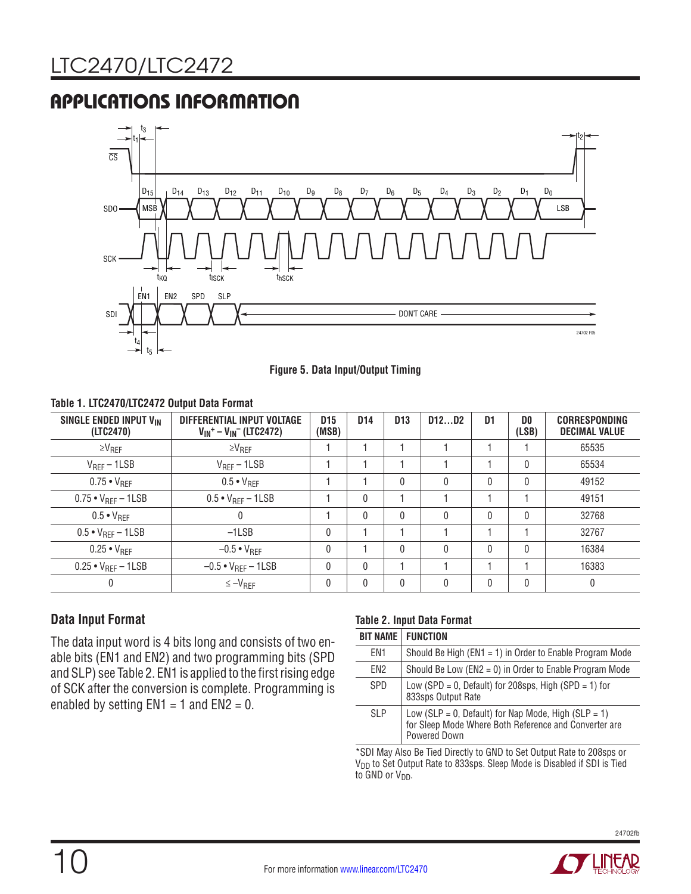## APPLICATIONS INFORMATION

$t_3$

$t_1$

$t_2$

$\overline{CS}$

SDO

$D_{15}$ $D_{14}$ $D_{13}$ $D_{12}$ $D_{11}$ $D_{10}$ $D_9$ $D_8$ $D_7$ $D_6$ $D_5$ $D_4$ $D_3$ $D_2$ $D_1$ $D_0$

MSB

LSB

SCK

$t_{KQ}$

$t_{lSCK}$

$t_{hSCK}$

SDI

EN1 EN2 SPD SLP

DON'T CARE

$t_4$

$t_5$

24702 F05

**Figure 5. Data Input/Output Timing**

**Table 1. LTC2470/LTC2472 Output Data Format**

| SINGLE ENDED INPUT $V_{IN}$ (LTC2470) | DIFFERENTIAL INPUT VOLTAGE $V_{IN}^+ – V_{IN}^-$ (LTC2472) | D15 (MSB) | D14 | D13 | D12…D2 | D1 | D0 (LSB) | CORRESPONDING DECIMAL VALUE |
|---|---|---|---|---|---|---|---|---|
| $\geq V_{REF}$ | $\geq V_{REF}$ | 1 | 1 | 1 | 1 | 1 | 1 | 65535 |
| $V_{REF}$ – 1LSB | $V_{REF}$ – 1LSB | 1 | 1 | 1 | 1 | 1 | 0 | 65534 |
| $0.75 \bullet V_{REF}$ | $0.5 \bullet V_{REF}$ | 1 | 1 | 0 | 0 | 0 | 0 | 49152 |
| $0.75 \bullet V_{REF}$ – 1LSB | $0.5 \bullet V_{REF}$ – 1LSB | 1 | 0 | 1 | 1 | 1 | 1 | 49151 |
| $0.5 \bullet V_{REF}$ | 0 | 1 | 0 | 0 | 0 | 0 | 0 | 32768 |
| $0.5 \bullet V_{REF}$ – 1LSB | –1LSB | 0 | 1 | 1 | 1 | 1 | 1 | 32767 |
| $0.25 \bullet V_{REF}$ | $–0.5 \bullet V_{REF}$ | 0 | 1 | 0 | 0 | 0 | 0 | 16384 |
| $0.25 \bullet V_{REF}$ – 1LSB | $–0.5 \bullet V_{REF}$ – 1LSB | 0 | 0 | 1 | 1 | 1 | 1 | 16383 |
| 0 | $\leq –V_{REF}$ | 0 | 0 | 0 | 0 | 0 | 0 | 0 |

### Data Input Format

The data input word is 4 bits long and consists of two enable bits (EN1 and EN2) and two programming bits (SPD and SLP) see Table 2. EN1 is applied to the first rising edge of SCK after the conversion is complete. Programming is enabled by setting EN1 = 1 and EN2 = 0.

**Table 2. Input Data Format**

| BIT NAME | FUNCTION |
|---|---|
| EN1 | Should Be High (EN1 = 1) in Order to Enable Program Mode |
| EN2 | Should Be Low (EN2 = 0) in Order to Enable Program Mode |
| SPD | Low (SPD = 0, Default) for 208sps, High (SPD = 1) for 833sps Output Rate |
| SLP | Low (SLP = 0, Default) for Nap Mode, High (SLP = 1) for Sleep Mode Where Both Reference and Converter are Powered Down |

*SDI May Also Be Tied Directly to GND to Set Output Rate to 208sps or $V_{DD}$ to Set Output Rate to 833sps. Sleep Mode is Disabled if SDI is Tied to GND or $V_{DD}$.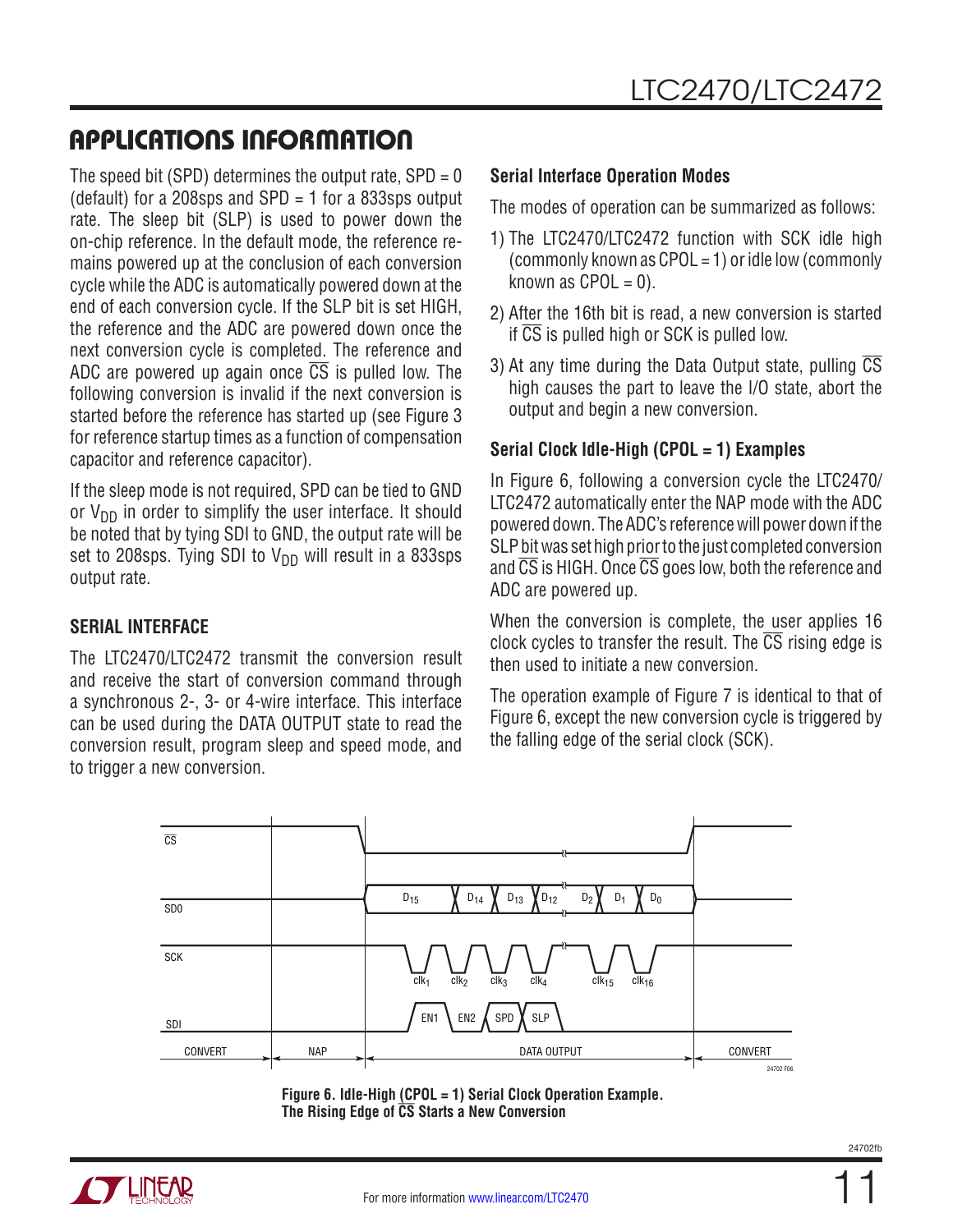## APPLICATIONS INFORMATION

The speed bit (SPD) determines the output rate, SPD = 0 (default) for a 208sps and SPD = 1 for a 833sps output rate. The sleep bit (SLP) is used to power down the on-chip reference. In the default mode, the reference remains powered up at the conclusion of each conversion cycle while the ADC is automatically powered down at the end of each conversion cycle. If the SLP bit is set HIGH, the reference and the ADC are powered down once the next conversion cycle is completed. The reference and ADC are powered up again once $\overline{CS}$ is pulled low. The following conversion is invalid if the next conversion is started before the reference has started up (see Figure 3 for reference startup times as a function of compensation capacitor and reference capacitor).

If the sleep mode is not required, SPD can be tied to GND or $V_{DD}$ in order to simplify the user interface. It should be noted that by tying SDI to GND, the output rate will be set to 208sps. Tying SDI to $V_{DD}$ will result in a 833sps output rate.

### SERIAL INTERFACE

The LTC2470/LTC2472 transmit the conversion result and receive the start of conversion command through a synchronous 2-, 3- or 4-wire interface. This interface can be used during the DATA OUTPUT state to read the conversion result, program sleep and speed mode, and to trigger a new conversion.

#### Serial Interface Operation Modes

The modes of operation can be summarized as follows:

1) The LTC2470/LTC2472 function with SCK idle high (commonly known as CPOL = 1) or idle low (commonly known as CPOL = 0).

2) After the 16th bit is read, a new conversion is started if $\overline{CS}$ is pulled high or SCK is pulled low.

3) At any time during the Data Output state, pulling $\overline{CS}$ high causes the part to leave the I/O state, abort the output and begin a new conversion.

#### Serial Clock Idle-High (CPOL = 1) Examples

In Figure 6, following a conversion cycle the LTC2470/LTC2472 automatically enter the NAP mode with the ADC powered down. The ADC's reference will power down if the SLP bit was set high prior to the just completed conversion and $\overline{CS}$ is HIGH. Once $\overline{CS}$ goes low, both the reference and ADC are powered up.

When the conversion is complete, the user applies 16 clock cycles to transfer the result. The $\overline{CS}$ rising edge is then used to initiate a new conversion.

The operation example of Figure 7 is identical to that of Figure 6, except the new conversion cycle is triggered by the falling edge of the serial clock (SCK).

$\overline{CS}$
SDO
SCK
SDI
$D_{15}$ $D_{14}$ $D_{13}$ $D_{12}$ $D_2$ $D_1$ $D_0$
$clk_1$ $clk_2$ $clk_3$ $clk_4$ $clk_{15}$ $clk_{16}$
EN1 EN2 SPD SLP
CONVERT NAP DATA OUTPUT CONVERT
24702 F06

**Figure 6. Idle-High (CPOL = 1) Serial Clock Operation Example. The Rising Edge of $\overline{CS}$ Starts a New Conversion**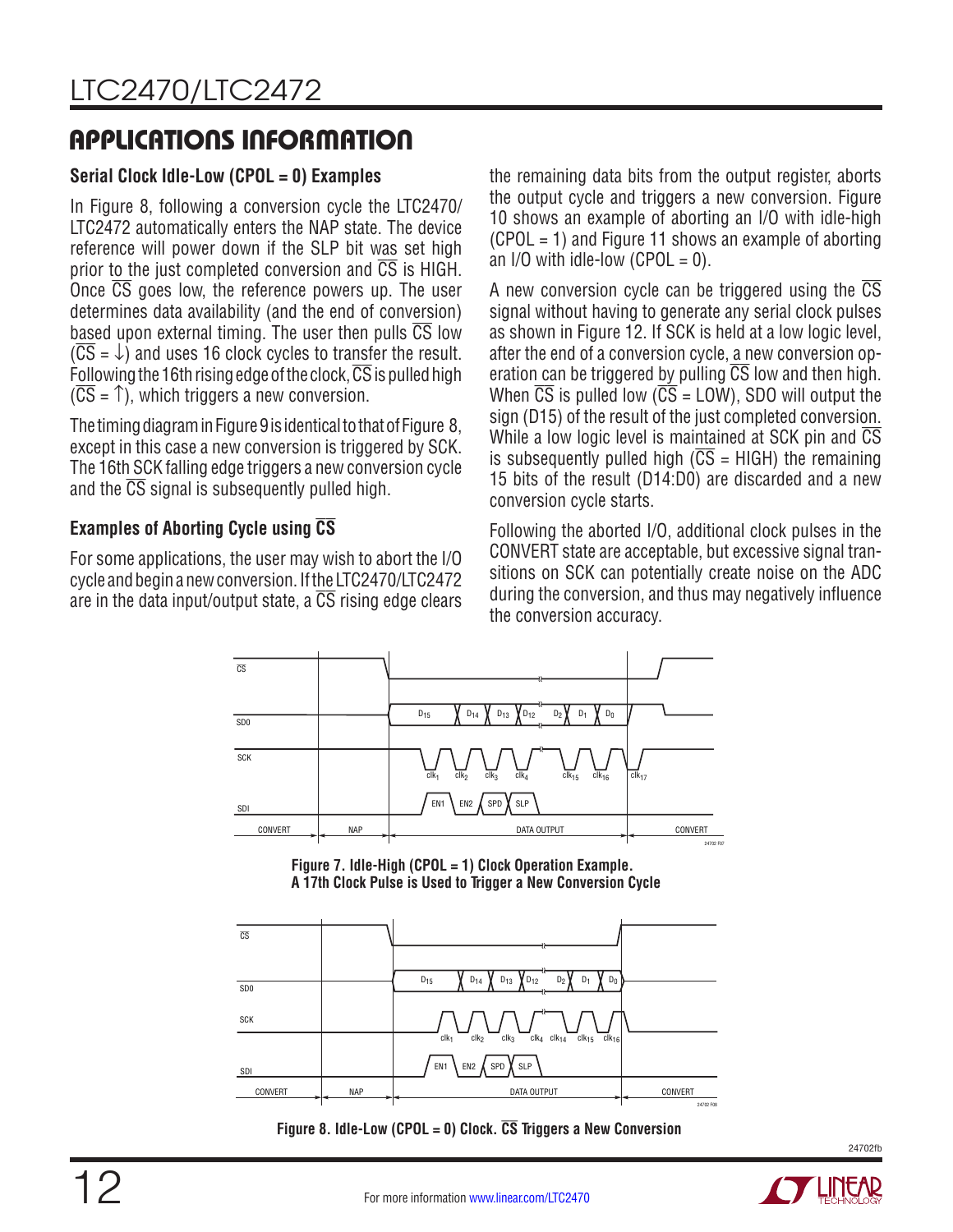## APPLICATIONS INFORMATION

### Serial Clock Idle-Low (CPOL = 0) Examples

In Figure 8, following a conversion cycle the LTC2470/LTC2472 automatically enters the NAP state. The device reference will power down if the SLP bit was set high prior to the just completed conversion and $\overline{CS}$ is HIGH. Once $\overline{CS}$ goes low, the reference powers up. The user determines data availability (and the end of conversion) based upon external timing. The user then pulls $\overline{CS}$ low ($\overline{CS} = \downarrow$) and uses 16 clock cycles to transfer the result. Following the 16th rising edge of the clock, $\overline{CS}$ is pulled high ($\overline{CS} = \uparrow$), which triggers a new conversion.

The timing diagram in Figure 9 is identical to that of Figure 8, except in this case a new conversion is triggered by SCK. The 16th SCK falling edge triggers a new conversion cycle and the $\overline{CS}$ signal is subsequently pulled high.

### Examples of Aborting Cycle using $\overline{CS}$

For some applications, the user may wish to abort the I/O cycle and begin a new conversion. If the LTC2470/LTC2472 are in the data input/output state, a $\overline{CS}$ rising edge clears the remaining data bits from the output register, aborts the output cycle and triggers a new conversion. Figure 10 shows an example of aborting an I/O with idle-high (CPOL = 1) and Figure 11 shows an example of aborting an I/O with idle-low (CPOL = 0).

A new conversion cycle can be triggered using the $\overline{CS}$ signal without having to generate any serial clock pulses as shown in Figure 12. If SCK is held at a low logic level, after the end of a conversion cycle, a new conversion operation can be triggered by pulling $\overline{CS}$ low and then high. When $\overline{CS}$ is pulled low ($\overline{CS}$ = LOW), SDO will output the sign (D15) of the result of the just completed conversion. While a low logic level is maintained at SCK pin and $\overline{CS}$ is subsequently pulled high ($\overline{CS}$ = HIGH) the remaining 15 bits of the result (D14:D0) are discarded and a new conversion cycle starts.

Following the aborted I/O, additional clock pulses in the CONVERT state are acceptable, but excessive signal transitions on SCK can potentially create noise on the ADC during the conversion, and thus may negatively influence the conversion accuracy.

$\overline{CS}$
SDO
SCK
SDI
$D_{15}$ $D_{14}$ $D_{13}$ $D_{12}$ $D_2$ $D_1$ $D_0$
$clk_1$ $clk_2$ $clk_3$ $clk_4$ $clk_{15}$ $clk_{16}$ $clk_{17}$
EN1 EN2 SPD SLP
CONVERT NAP DATA OUTPUT CONVERT
24702 F07

Figure 7. Idle-High (CPOL = 1) Clock Operation Example. A 17th Clock Pulse is Used to Trigger a New Conversion Cycle

$\overline{CS}$
SDO
SCK
SDI
$D_{15}$ $D_{14}$ $D_{13}$ $D_{12}$ $D_2$ $D_1$ $D_0$
$clk_1$ $clk_2$ $clk_3$ $clk_4$ $clk_{14}$ $clk_{15}$ $clk_{16}$
EN1 EN2 SPD SLP
CONVERT NAP DATA OUTPUT CONVERT
24702 F08

Figure 8. Idle-Low (CPOL = 0) Clock. $\overline{CS}$ Triggers a New Conversion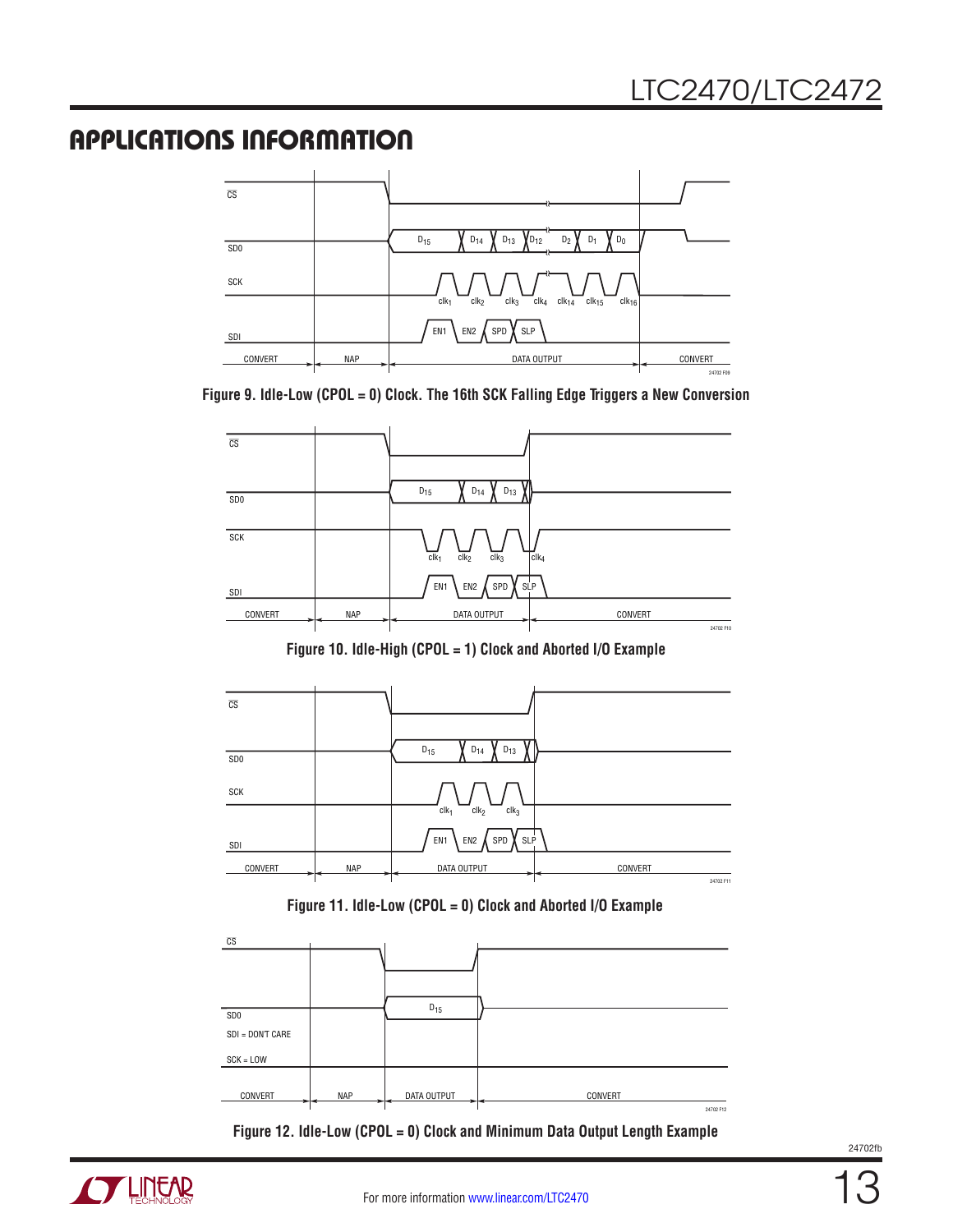## APPLICATIONS INFORMATION

CS
SDO
SCK
SDI
$D_{15}$ $D_{14}$ $D_{13}$ $D_{12}$ $D_2$ $D_1$ $D_0$
$clk_1$ $clk_2$ $clk_3$ $clk_4$ $clk_{14}$ $clk_{15}$ $clk_{16}$
EN1 EN2 SPD SLP
CONVERT NAP DATA OUTPUT CONVERT
24702 F09

**Figure 9. Idle-Low (CPOL = 0) Clock. The 16th SCK Falling Edge Triggers a New Conversion**

CS
SDO
SCK
SDI
$D_{15}$ $D_{14}$ $D_{13}$
$clk_1$ $clk_2$ $clk_3$ $clk_4$
EN1 EN2 SPD SLP
CONVERT NAP DATA OUTPUT CONVERT
24702 F10

**Figure 10. Idle-High (CPOL = 1) Clock and Aborted I/O Example**

CS
SDO
SCK
SDI
$D_{15}$ $D_{14}$ $D_{13}$
$clk_1$ $clk_2$ $clk_3$
EN1 EN2 SPD SLP
CONVERT NAP DATA OUTPUT CONVERT
24702 F11

**Figure 11. Idle-Low (CPOL = 0) Clock and Aborted I/O Example**

CS
SDO
SDI = DON'T CARE
SCK = LOW
$D_{15}$
CONVERT NAP DATA OUTPUT CONVERT
24702 F12

**Figure 12. Idle-Low (CPOL = 0) Clock and Minimum Data Output Length Example**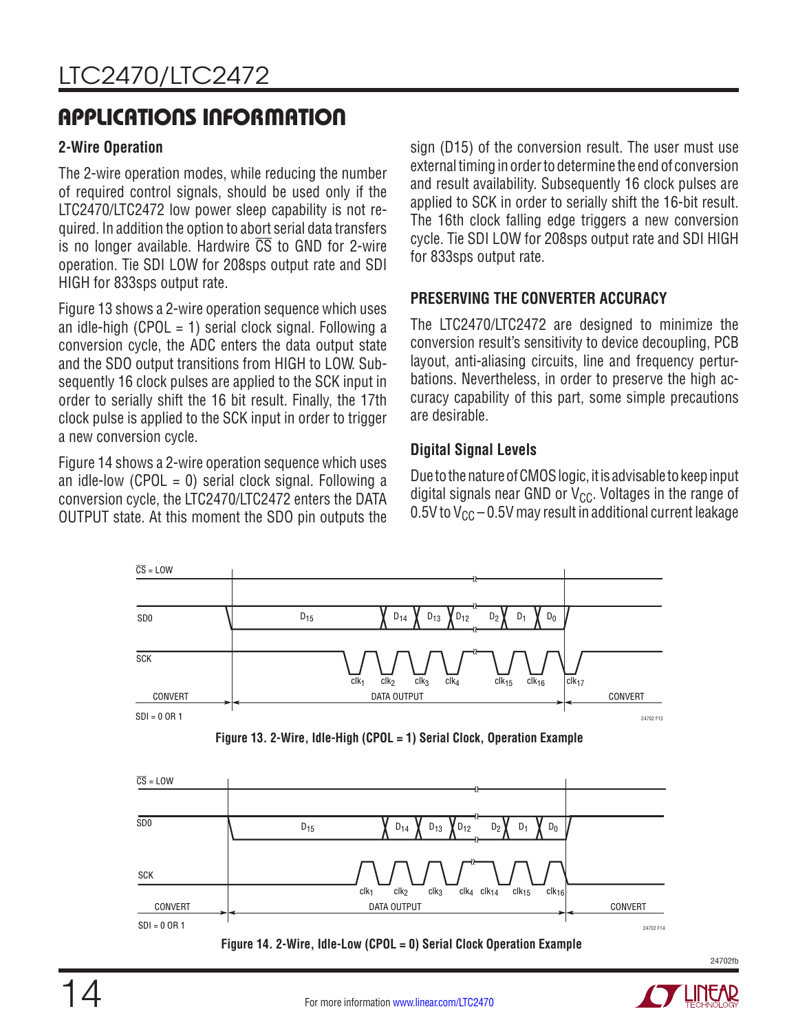## APPLICATIONS INFORMATION

### 2-Wire Operation

The 2-wire operation modes, while reducing the number of required control signals, should be used only if the LTC2470/LTC2472 low power sleep capability is not required. In addition the option to abort serial data transfers is no longer available. Hardwire $\overline{CS}$ to GND for 2-wire operation. Tie SDI LOW for 208sps output rate and SDI HIGH for 833sps output rate.

Figure 13 shows a 2-wire operation sequence which uses an idle-high (CPOL = 1) serial clock signal. Following a conversion cycle, the ADC enters the data output state and the SDO output transitions from HIGH to LOW. Subsequently 16 clock pulses are applied to the SCK input in order to serially shift the 16 bit result. Finally, the 17th clock pulse is applied to the SCK input in order to trigger a new conversion cycle.

Figure 14 shows a 2-wire operation sequence which uses an idle-low (CPOL = 0) serial clock signal. Following a conversion cycle, the LTC2470/LTC2472 enters the DATA OUTPUT state. At this moment the SDO pin outputs the sign (D15) of the conversion result. The user must use external timing in order to determine the end of conversion and result availability. Subsequently 16 clock pulses are applied to SCK in order to serially shift the 16-bit result. The 16th clock falling edge triggers a new conversion cycle. Tie SDI LOW for 208sps output rate and SDI HIGH for 833sps output rate.

## PRESERVING THE CONVERTER ACCURACY

The LTC2470/LTC2472 are designed to minimize the conversion result's sensitivity to device decoupling, PCB layout, anti-aliasing circuits, line and frequency perturbations. Nevertheless, in order to preserve the high accuracy capability of this part, some simple precautions are desirable.

### Digital Signal Levels

Due to the nature of CMOS logic, it is advisable to keep input digital signals near GND or $V_{CC}$. Voltages in the range of 0.5V to $V_{CC}$ – 0.5V may result in additional current leakage

$\overline{CS}$ = LOW
SDO
$D_{15}$ $D_{14}$ $D_{13}$ $D_{12}$ $D_2$ $D_1$ $D_0$
SCK
$clk_1$ $clk_2$ $clk_3$ $clk_4$ $clk_{15}$ $clk_{16}$ $clk_{17}$
CONVERT
DATA OUTPUT
CONVERT
SDI = 0 OR 1
24702 F13

**Figure 13. 2-Wire, Idle-High (CPOL = 1) Serial Clock, Operation Example**

$\overline{CS}$ = LOW
SDO
$D_{15}$ $D_{14}$ $D_{13}$ $D_{12}$ $D_2$ $D_1$ $D_0$
SCK
$clk_1$ $clk_2$ $clk_3$ $clk_4$ $clk_{14}$ $clk_{15}$ $clk_{16}$
CONVERT
DATA OUTPUT
CONVERT
SDI = 0 OR 1
24702 F14

**Figure 14. 2-Wire, Idle-Low (CPOL = 0) Serial Clock Operation Example**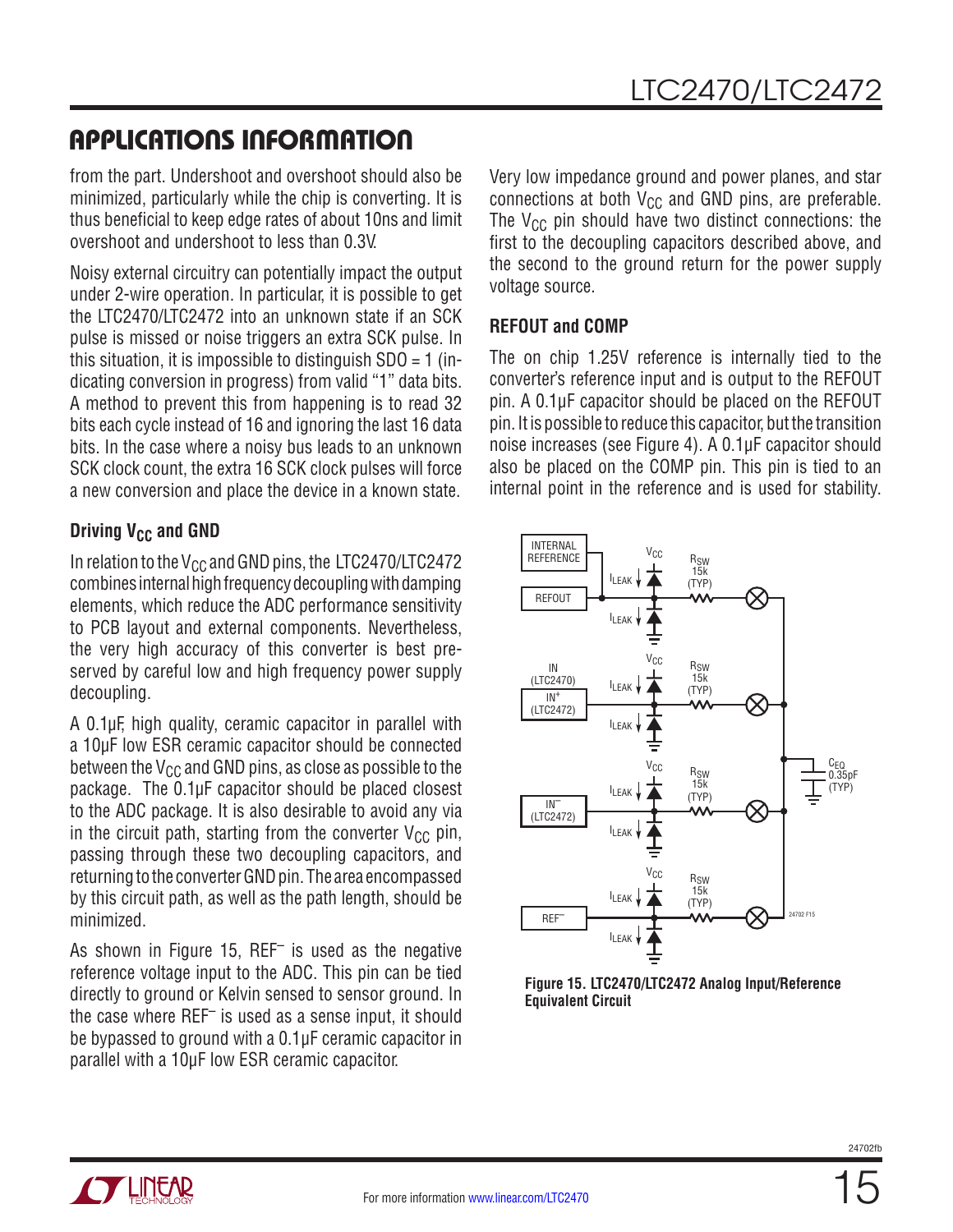## APPLICATIONS INFORMATION

from the part. Undershoot and overshoot should also be minimized, particularly while the chip is converting. It is thus beneficial to keep edge rates of about 10ns and limit overshoot and undershoot to less than 0.3V.

Noisy external circuitry can potentially impact the output under 2-wire operation. In particular, it is possible to get the LTC2470/LTC2472 into an unknown state if an SCK pulse is missed or noise triggers an extra SCK pulse. In this situation, it is impossible to distinguish SDO = 1 (indicating conversion in progress) from valid "1" data bits. A method to prevent this from happening is to read 32 bits each cycle instead of 16 and ignoring the last 16 data bits. In the case where a noisy bus leads to an unknown SCK clock count, the extra 16 SCK clock pulses will force a new conversion and place the device in a known state.

### Driving $V_{CC}$ and GND

In relation to the $V_{CC}$ and GND pins, the LTC2470/LTC2472 combines internal high frequency decoupling with damping elements, which reduce the ADC performance sensitivity to PCB layout and external components. Nevertheless, the very high accuracy of this converter is best preserved by careful low and high frequency power supply decoupling.

A 0.1µF, high quality, ceramic capacitor in parallel with a 10µF low ESR ceramic capacitor should be connected between the $V_{CC}$ and GND pins, as close as possible to the package. The 0.1µF capacitor should be placed closest to the ADC package. It is also desirable to avoid any via in the circuit path, starting from the converter $V_{CC}$ pin, passing through these two decoupling capacitors, and returning to the converter GND pin. The area encompassed by this circuit path, as well as the path length, should be minimized.

As shown in Figure 15, REF⁻ is used as the negative reference voltage input to the ADC. This pin can be tied directly to ground or Kelvin sensed to sensor ground. In the case where REF⁻ is used as a sense input, it should be bypassed to ground with a 0.1µF ceramic capacitor in parallel with a 10µF low ESR ceramic capacitor.

Very low impedance ground and power planes, and star connections at both $V_{CC}$ and GND pins, are preferable. The $V_{CC}$ pin should have two distinct connections: the first to the decoupling capacitors described above, and the second to the ground return for the power supply voltage source.

### REFOUT and COMP

The on chip 1.25V reference is internally tied to the converter's reference input and is output to the REFOUT pin. A 0.1µF capacitor should be placed on the REFOUT pin. It is possible to reduce this capacitor, but the transition noise increases (see Figure 4). A 0.1µF capacitor should also be placed on the COMP pin. This pin is tied to an internal point in the reference and is used for stability.

INTERNAL REFERENCE
REFOUT
IN (LTC2470)
IN⁺ (LTC2472)
IN⁻ (LTC2472)
REF⁻
$V_{CC}$
$I_{LEAK}$
$R_{SW}$ 15k (TYP)
$C_{EQ}$ 0.35pF (TYP)
24702 F15

**Figure 15. LTC2470/LTC2472 Analog Input/Reference Equivalent Circuit**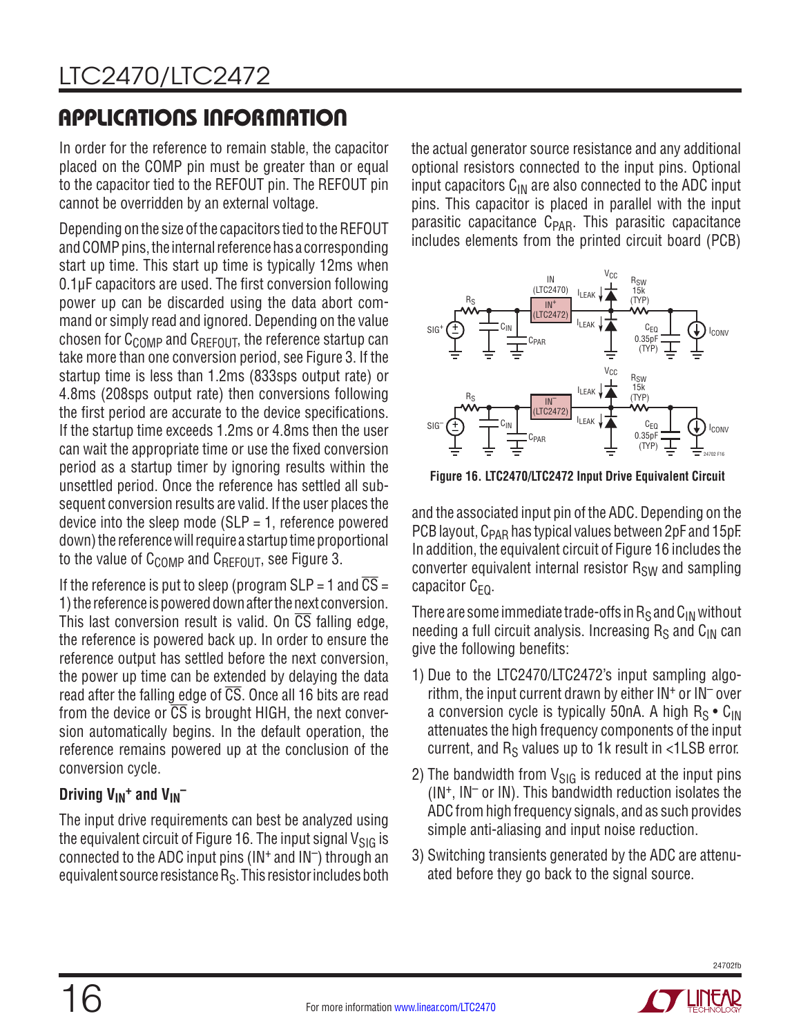## APPLICATIONS INFORMATION

In order for the reference to remain stable, the capacitor placed on the COMP pin must be greater than or equal to the capacitor tied to the REFOUT pin. The REFOUT pin cannot be overridden by an external voltage.

Depending on the size of the capacitors tied to the REFOUT and COMP pins, the internal reference has a corresponding start up time. This start up time is typically 12ms when 0.1µF capacitors are used. The first conversion following power up can be discarded using the data abort command or simply read and ignored. Depending on the value chosen for $C_{COMP}$ and $C_{REFOUT}$, the reference startup can take more than one conversion period, see Figure 3. If the startup time is less than 1.2ms (833sps output rate) or 4.8ms (208sps output rate) then conversions following the first period are accurate to the device specifications. If the startup time exceeds 1.2ms or 4.8ms then the user can wait the appropriate time or use the fixed conversion period as a startup timer by ignoring results within the unsettled period. Once the reference has settled all subsequent conversion results are valid. If the user places the device into the sleep mode (SLP = 1, reference powered down) the reference will require a startup time proportional to the value of $C_{COMP}$ and $C_{REFOUT}$, see Figure 3.

If the reference is put to sleep (program SLP = 1 and $\overline{CS}$ = 1) the reference is powered down after the next conversion. This last conversion result is valid. On $\overline{CS}$ falling edge, the reference is powered back up. In order to ensure the reference output has settled before the next conversion, the power up time can be extended by delaying the data read after the falling edge of $\overline{CS}$. Once all 16 bits are read from the device or $\overline{CS}$ is brought HIGH, the next conversion automatically begins. In the default operation, the reference remains powered up at the conclusion of the conversion cycle.

### Driving $V_{IN}^+$ and $V_{IN}^-$

The input drive requirements can best be analyzed using the equivalent circuit of Figure 16. The input signal $V_{SIG}$ is connected to the ADC input pins ($IN^+$ and $IN^-$) through an equivalent source resistance $R_S$. This resistor includes both the actual generator source resistance and any additional optional resistors connected to the input pins. Optional input capacitors $C_{IN}$ are also connected to the ADC input pins. This capacitor is placed in parallel with the input parasitic capacitance $C_{PAR}$. This parasitic capacitance includes elements from the printed circuit board (PCB)

IN (LTC2470)
$IN^+$ (LTC2472)
$IN^-$ (LTC2472)
$V_{CC}$
$R_S$
$SIG^+$
$SIG^-$
$C_{IN}$
$C_{PAR}$
$I_{LEAK}$
$R_{SW}$ 15k (TYP)
$C_{EQ}$ 0.35pF (TYP)
$I_{CONV}$
24702 F16

**Figure 16. LTC2470/LTC2472 Input Drive Equivalent Circuit**

and the associated input pin of the ADC. Depending on the PCB layout, $C_{PAR}$ has typical values between 2pF and 15pF. In addition, the equivalent circuit of Figure 16 includes the converter equivalent internal resistor $R_{SW}$ and sampling capacitor $C_{EQ}$.

There are some immediate trade-offs in $R_S$ and $C_{IN}$ without needing a full circuit analysis. Increasing $R_S$ and $C_{IN}$ can give the following benefits:

1) Due to the LTC2470/LTC2472's input sampling algorithm, the input current drawn by either $IN^+$ or $IN^-$ over a conversion cycle is typically 50nA. A high $R_S \bullet C_{IN}$ attenuates the high frequency components of the input current, and $R_S$ values up to 1k result in <1LSB error.

2) The bandwidth from $V_{SIG}$ is reduced at the input pins ($IN^+$, $IN^-$ or IN). This bandwidth reduction isolates the ADC from high frequency signals, and as such provides simple anti-aliasing and input noise reduction.

3) Switching transients generated by the ADC are attenuated before they go back to the signal source.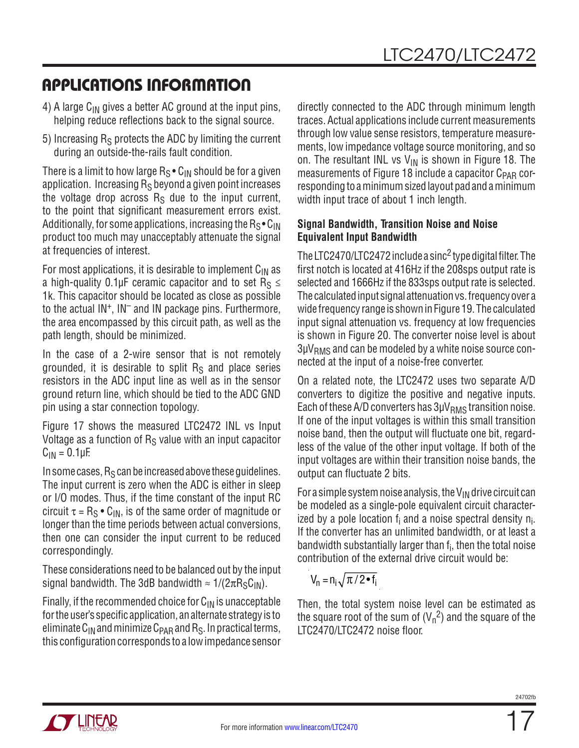## APPLICATIONS INFORMATION

4) A large $C_{IN}$ gives a better AC ground at the input pins, helping reduce reflections back to the signal source.

5) Increasing $R_S$ protects the ADC by limiting the current during an outside-the-rails fault condition.

There is a limit to how large $R_S \bullet C_{IN}$ should be for a given application. Increasing $R_S$ beyond a given point increases the voltage drop across $R_S$ due to the input current, to the point that significant measurement errors exist. Additionally, for some applications, increasing the $R_S \bullet C_{IN}$ product too much may unacceptably attenuate the signal at frequencies of interest.

For most applications, it is desirable to implement $C_{IN}$ as a high-quality 0.1µF ceramic capacitor and to set $R_S \leq$ 1k. This capacitor should be located as close as possible to the actual IN+, IN– and IN package pins. Furthermore, the area encompassed by this circuit path, as well as the path length, should be minimized.

In the case of a 2-wire sensor that is not remotely grounded, it is desirable to split $R_S$ and place series resistors in the ADC input line as well as in the sensor ground return line, which should be tied to the ADC GND pin using a star connection topology.

Figure 17 shows the measured LTC2472 INL vs Input Voltage as a function of $R_S$ value with an input capacitor $C_{IN}$ = 0.1µF.

In some cases, $R_S$ can be increased above these guidelines. The input current is zero when the ADC is either in sleep or I/O modes. Thus, if the time constant of the input RC circuit $\tau = R_S \bullet C_{IN}$, is of the same order of magnitude or longer than the time periods between actual conversions, then one can consider the input current to be reduced correspondingly.

These considerations need to be balanced out by the input signal bandwidth. The 3dB bandwidth $\approx 1/(2\pi R_S C_{IN})$.

Finally, if the recommended choice for $C_{IN}$ is unacceptable for the user's specific application, an alternate strategy is to eliminate $C_{IN}$ and minimize $C_{PAR}$ and $R_S$. In practical terms, this configuration corresponds to a low impedance sensor directly connected to the ADC through minimum length traces. Actual applications include current measurements through low value sense resistors, temperature measurements, low impedance voltage source monitoring, and so on. The resultant INL vs $V_{IN}$ is shown in Figure 18. The measurements of Figure 18 include a capacitor $C_{PAR}$ corresponding to a minimum sized layout pad and a minimum width input trace of about 1 inch length.

### Signal Bandwidth, Transition Noise and Noise Equivalent Input Bandwidth

The LTC2470/LTC2472 include a sinc$^2$ type digital filter. The first notch is located at 416Hz if the 208sps output rate is selected and 1666Hz if the 833sps output rate is selected. The calculated input signal attenuation vs. frequency over a wide frequency range is shown in Figure 19. The calculated input signal attenuation vs. frequency at low frequencies is shown in Figure 20. The converter noise level is about 3µ$V_{RMS}$ and can be modeled by a white noise source connected at the input of a noise-free converter.

On a related note, the LTC2472 uses two separate A/D converters to digitize the positive and negative inputs. Each of these A/D converters has 3µ$V_{RMS}$ transition noise. If one of the input voltages is within this small transition noise band, then the output will fluctuate one bit, regardless of the value of the other input voltage. If both of the input voltages are within their transition noise bands, the output can fluctuate 2 bits.

For a simple system noise analysis, the $V_{IN}$ drive circuit can be modeled as a single-pole equivalent circuit characterized by a pole location $f_i$ and a noise spectral density $n_i$. If the converter has an unlimited bandwidth, or at least a bandwidth substantially larger than $f_i$, then the total noise contribution of the external drive circuit would be:

$$V_n = n_i \sqrt{\pi / 2 \bullet f_i}$$

Then, the total system noise level can be estimated as the square root of the sum of ($V_n^2$) and the square of the LTC2470/LTC2472 noise floor.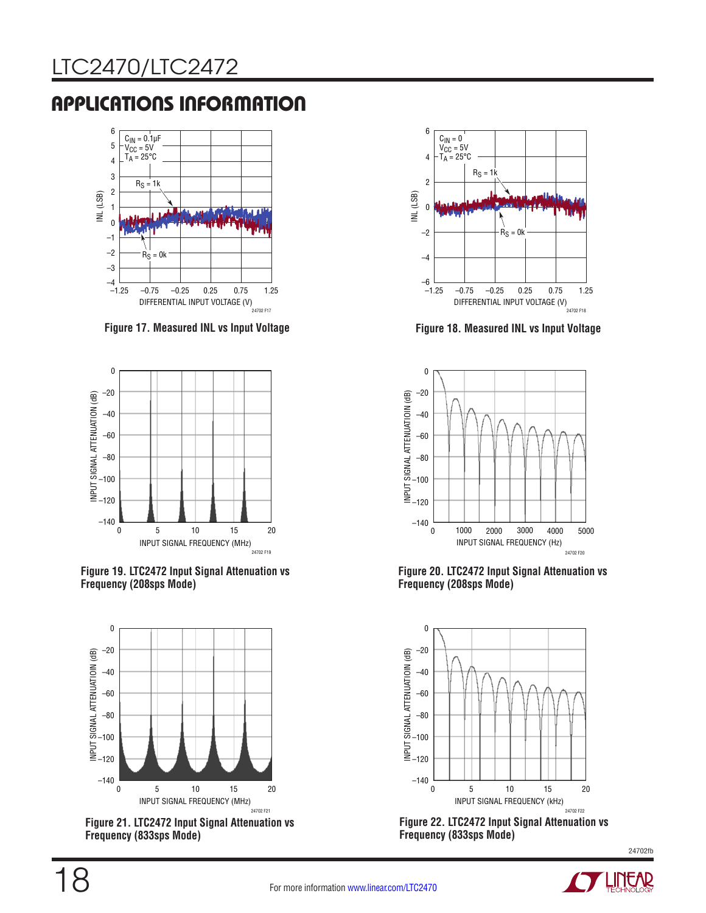## APPLICATIONS INFORMATION

$C_{IN}$ = 0.1µF
$V_{CC}$ = 5V
$T_A$ = 25°C
$R_S$ = 1k
$R_S$ = 0k
INL (LSB)
6
5
4
3
2
1
0
–1
–2
–3
–4
–1.25 –0.75 –0.25 0.25 0.75 1.25
DIFFERENTIAL INPUT VOLTAGE (V)
24702 F17

**Figure 17. Measured INL vs Input Voltage**

$C_{IN}$ = 0
$V_{CC}$ = 5V
$T_A$ = 25°C
$R_S$ = 1k
$R_S$ = 0k
INL (LSB)
6
4
2
0
–2
–4
–6
–1.25 –0.75 –0.25 0.25 0.75 1.25
DIFFERENTIAL INPUT VOLTAGE (V)
24702 F18

**Figure 18. Measured INL vs Input Voltage**

INPUT SIGNAL ATTENUATION (dB)
0
–20
–40
–60
–80
–100
–120
–140
0 5 10 15 20
INPUT SIGNAL FREQUENCY (MHz)
24702 F19

**Figure 19. LTC2472 Input Signal Attenuation vs Frequency (208sps Mode)**

INPUT SIGNAL ATTENUATIOIN (dB)
0
–20
–40
–60
–80
–100
–120
–140
0 1000 2000 3000 4000 5000
INPUT SIGNAL FREQUENCY (Hz)
24702 F20

**Figure 20. LTC2472 Input Signal Attenuation vs Frequency (208sps Mode)**

INPUT SIGNAL ATTENUATIOIN (dB)
0
–20
–40
–60
–80
–100
–120
–140
0 5 10 15 20
INPUT SIGNAL FREQUENCY (MHz)
24702 F21

**Figure 21. LTC2472 Input Signal Attenuation vs Frequency (833sps Mode)**

INPUT SIGNAL ATTENUATIOIN (dB)
0
–20
–40
–60
–80
–100
–120
–140
0 5 10 15 20
INPUT SIGNAL FREQUENCY (kHz)
24702 F22

**Figure 22. LTC2472 Input Signal Attenuation vs Frequency (833sps Mode)**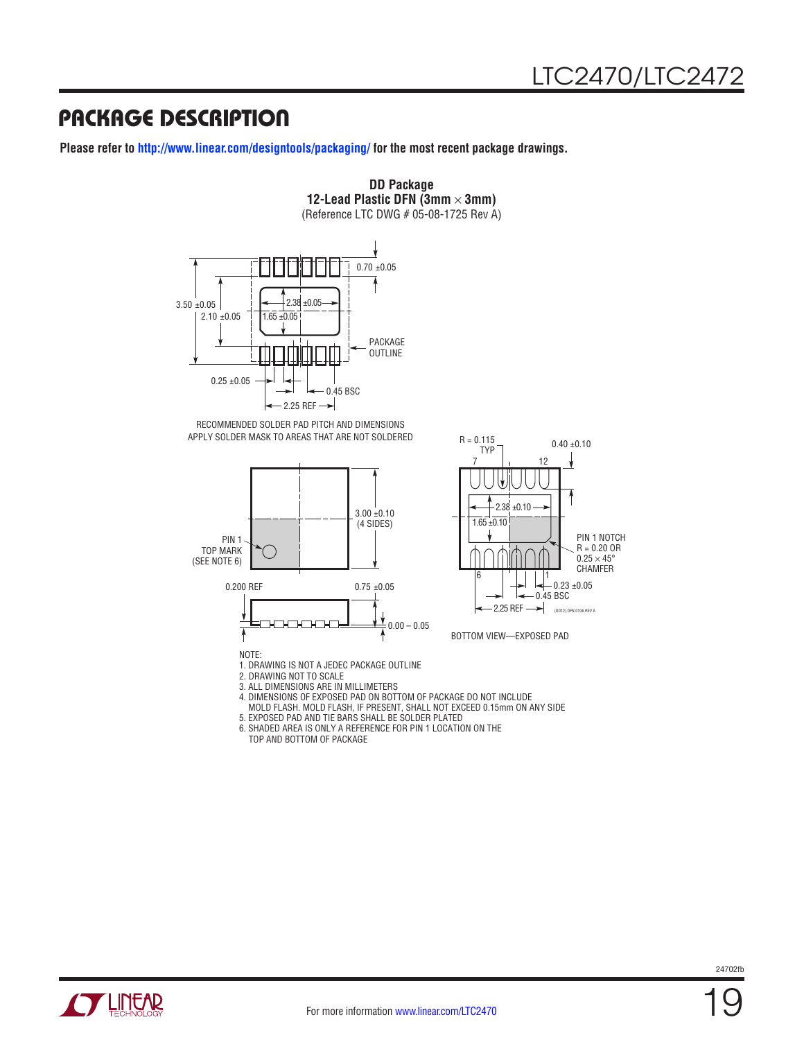## PACKAGE DESCRIPTION

**Please refer to http://www.linear.com/designtools/packaging/ for the most recent package drawings.**

**DD Package**
**12-Lead Plastic DFN (3mm × 3mm)**
(Reference LTC DWG # 05-08-1725 Rev A)

0.70 ±0.05
3.50 ±0.05
2.10 ±0.05
2.38 ±0.05
1.65 ±0.05
PACKAGE OUTLINE
0.25 ±0.05
0.45 BSC
2.25 REF

RECOMMENDED SOLDER PAD PITCH AND DIMENSIONS
APPLY SOLDER MASK TO AREAS THAT ARE NOT SOLDERED

3.00 ±0.10 (4 SIDES)
PIN 1 TOP MARK (SEE NOTE 6)
0.200 REF
0.75 ±0.05
0.00 – 0.05

R = 0.115 TYP
0.40 ±0.10
7
12
2.38 ±0.10
1.65 ±0.10
PIN 1 NOTCH R = 0.20 OR 0.25 × 45° CHAMFER
6
1
0.23 ±0.05
0.45 BSC
2.25 REF
(DD12) DFN 0106 REV A

BOTTOM VIEW—EXPOSED PAD

NOTE:
1. DRAWING IS NOT A JEDEC PACKAGE OUTLINE
2. DRAWING NOT TO SCALE
3. ALL DIMENSIONS ARE IN MILLIMETERS
4. DIMENSIONS OF EXPOSED PAD ON BOTTOM OF PACKAGE DO NOT INCLUDE MOLD FLASH. MOLD FLASH, IF PRESENT, SHALL NOT EXCEED 0.15mm ON ANY SIDE
5. EXPOSED PAD AND TIE BARS SHALL BE SOLDER PLATED
6. SHADED AREA IS ONLY A REFERENCE FOR PIN 1 LOCATION ON THE TOP AND BOTTOM OF PACKAGE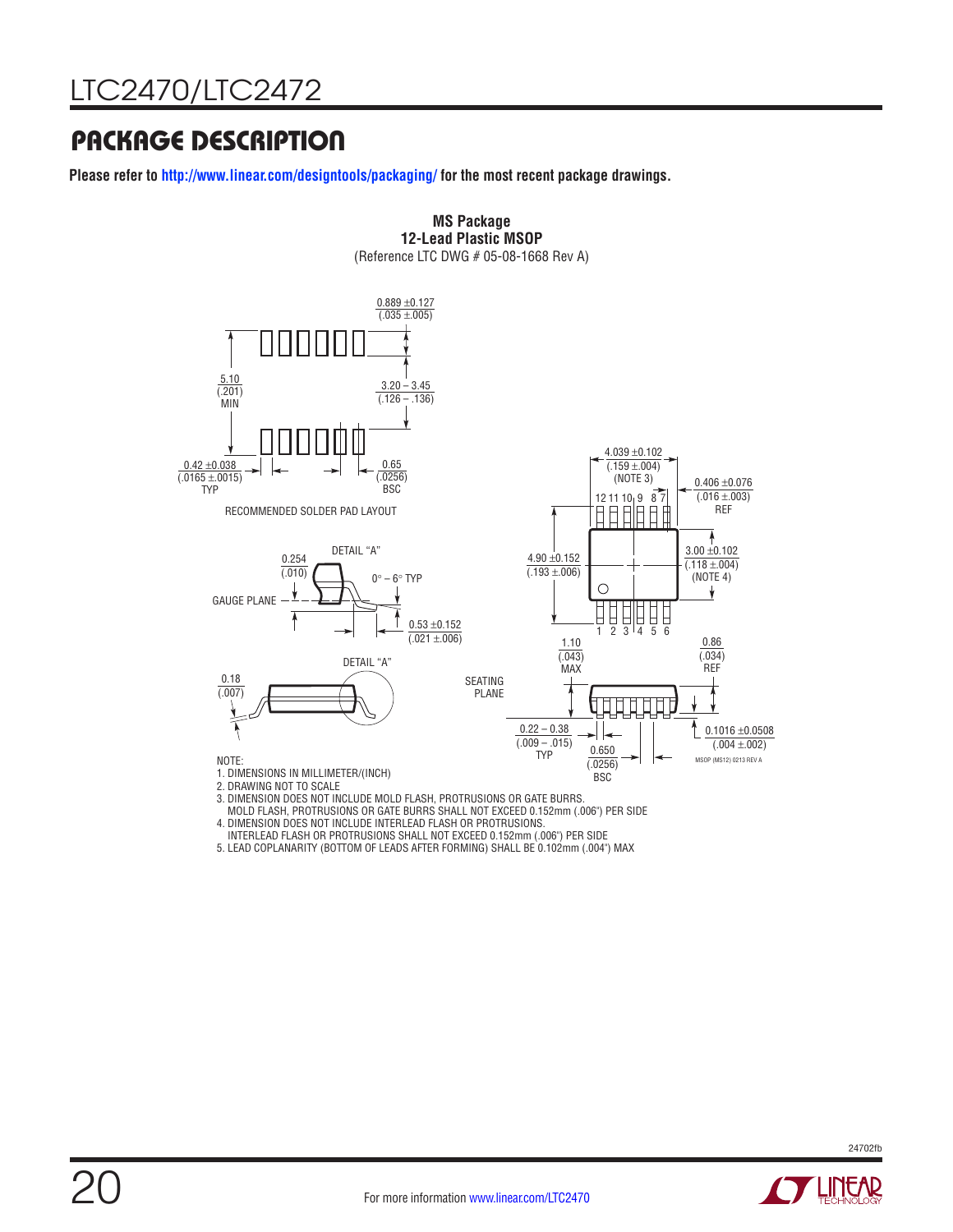# PACKAGE DESCRIPTION

**Please refer to http://www.linear.com/designtools/packaging/ for the most recent package drawings.**

**MS Package**
**12-Lead Plastic MSOP**
(Reference LTC DWG # 05-08-1668 Rev A)

0.889 ±0.127
(.035 ±.005)

5.10
(.201)
MIN

3.20 – 3.45
(.126 – .136)

0.42 ±0.038
(.0165 ±.0015)
TYP

0.65
(.0256)
BSC

RECOMMENDED SOLDER PAD LAYOUT

4.039 ±0.102
(.159 ±.004)
(NOTE 3)

0.406 ±0.076
(.016 ±.003)
REF

12 11 10 9 8 7

4.90 ±0.152
(.193 ±.006)

3.00 ±0.102
(.118 ±.004)
(NOTE 4)

1 2 3 4 5 6

0.254
(.010)

DETAIL "A"

0° – 6° TYP

GAUGE PLANE

0.53 ±0.152
(.021 ±.006)

DETAIL "A"

0.18
(.007)

SEATING
PLANE

1.10
(.043)
MAX

0.86
(.034)
REF

0.22 – 0.38
(.009 – .015)
TYP

0.650
(.0256)
BSC

0.1016 ±0.0508
(.004 ±.002)

MSOP (MS12) 0213 REV A

NOTE:
1. DIMENSIONS IN MILLIMETER/(INCH)
2. DRAWING NOT TO SCALE
3. DIMENSION DOES NOT INCLUDE MOLD FLASH, PROTRUSIONS OR GATE BURRS.
MOLD FLASH, PROTRUSIONS OR GATE BURRS SHALL NOT EXCEED 0.152mm (.006") PER SIDE
4. DIMENSION DOES NOT INCLUDE INTERLEAD FLASH OR PROTRUSIONS.
INTERLEAD FLASH OR PROTRUSIONS SHALL NOT EXCEED 0.152mm (.006") PER SIDE
5. LEAD COPLANARITY (BOTTOM OF LEADS AFTER FORMING) SHALL BE 0.102mm (.004") MAX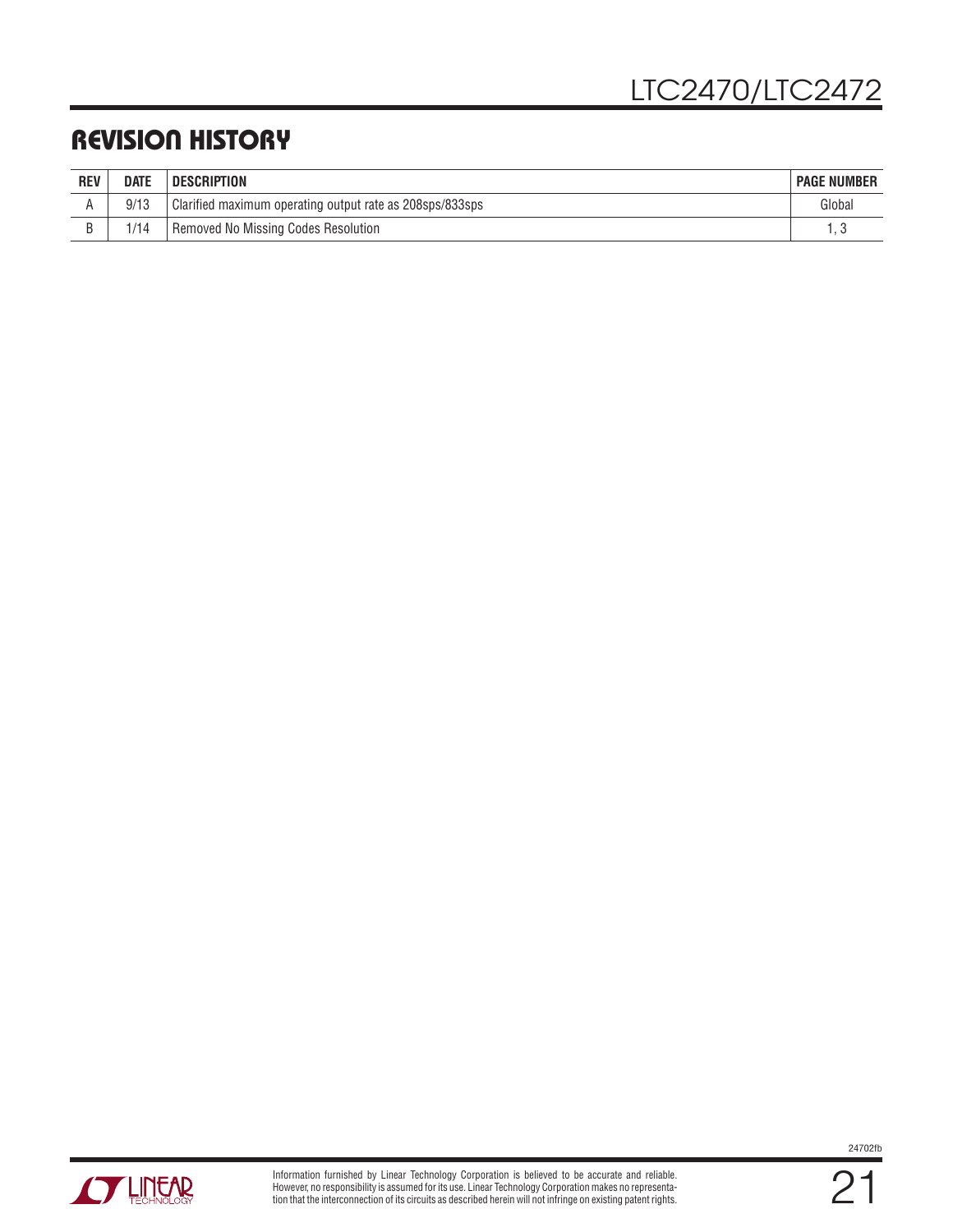## REVISION HISTORY

| REV | DATE | DESCRIPTION | PAGE NUMBER |
|---|---|---|---|
| A | 9/13 | Clarified maximum operating output rate as 208sps/833sps | Global |
| B | 1/14 | Removed No Missing Codes Resolution | 1, 3 |

Information furnished by Linear Technology Corporation is believed to be accurate and reliable. However, no responsibility is assumed for its use. Linear Technology Corporation makes no representation that the interconnection of its circuits as described herein will not infringe on existing patent rights.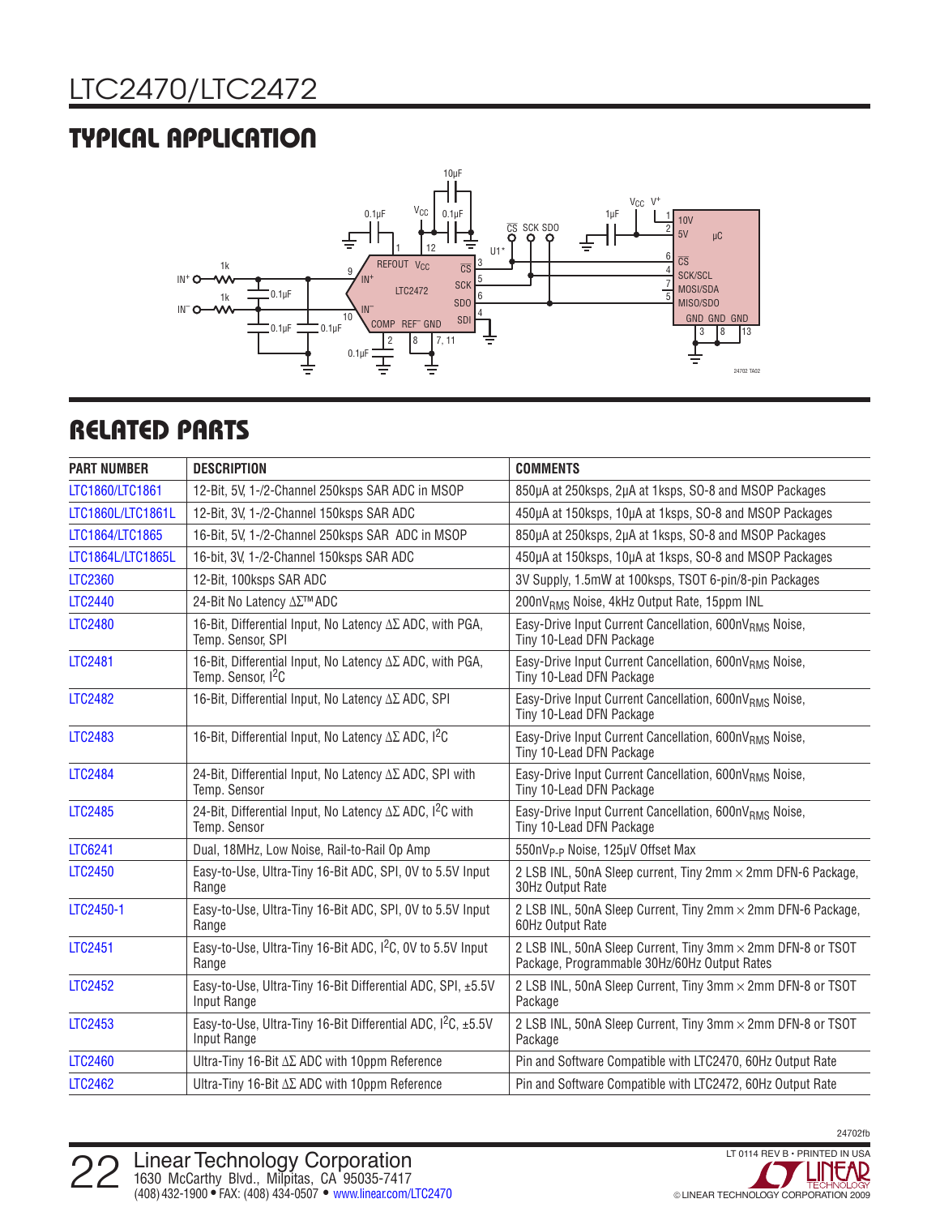## TYPICAL APPLICATION

10μF
0.1μF
$V_{CC}$
0.1μF
1
12
REFOUT $V_{CC}$
$\overline{CS}$
3
$\overline{CS}$ SCK SDO
U1*
1μF
$V_{CC}$ $V^+$
1
10V
2
5V
μC
6
$\overline{CS}$
4
SCK/SCL
7
MOSI/SDA
5
MISO/SDO
GND GND GND
3 8 13
1k
$IN^+$
9
$IN^+$
LTC2472
SCK
5
SDO
6
SDI
4
1k
$IN^-$
0.1μF
10
$IN^-$
COMP $REF^-$ GND
2 8 7, 11
0.1μF
0.1μF
0.1μF
24702 TA02

## RELATED PARTS

| PART NUMBER | DESCRIPTION | COMMENTS |
|---|---|---|
| LTC1860/LTC1861 | 12-Bit, 5V, 1-/2-Channel 250ksps SAR ADC in MSOP | 850μA at 250ksps, 2μA at 1ksps, SO-8 and MSOP Packages |
| LTC1860L/LTC1861L | 12-Bit, 3V, 1-/2-Channel 150ksps SAR ADC | 450μA at 150ksps, 10μA at 1ksps, SO-8 and MSOP Packages |
| LTC1864/LTC1865 | 16-Bit, 5V, 1-/2-Channel 250ksps SAR ADC in MSOP | 850μA at 250ksps, 2μA at 1ksps, SO-8 and MSOP Packages |
| LTC1864L/LTC1865L | 16-bit, 3V, 1-/2-Channel 150ksps SAR ADC | 450μA at 150ksps, 10μA at 1ksps, SO-8 and MSOP Packages |
| LTC2360 | 12-Bit, 100ksps SAR ADC | 3V Supply, 1.5mW at 100ksps, TSOT 6-pin/8-pin Packages |
| LTC2440 | 24-Bit No Latency ΔΣ™ ADC | $200nV_{RMS}$ Noise, 4kHz Output Rate, 15ppm INL |
| LTC2480 | 16-Bit, Differential Input, No Latency ΔΣ ADC, with PGA, Temp. Sensor, SPI | Easy-Drive Input Current Cancellation, $600nV_{RMS}$ Noise, Tiny 10-Lead DFN Package |
| LTC2481 | 16-Bit, Differential Input, No Latency ΔΣ ADC, with PGA, Temp. Sensor, $I^2C$ | Easy-Drive Input Current Cancellation, $600nV_{RMS}$ Noise, Tiny 10-Lead DFN Package |
| LTC2482 | 16-Bit, Differential Input, No Latency ΔΣ ADC, SPI | Easy-Drive Input Current Cancellation, $600nV_{RMS}$ Noise, Tiny 10-Lead DFN Package |
| LTC2483 | 16-Bit, Differential Input, No Latency ΔΣ ADC, $I^2C$ | Easy-Drive Input Current Cancellation, $600nV_{RMS}$ Noise, Tiny 10-Lead DFN Package |
| LTC2484 | 24-Bit, Differential Input, No Latency ΔΣ ADC, SPI with Temp. Sensor | Easy-Drive Input Current Cancellation, $600nV_{RMS}$ Noise, Tiny 10-Lead DFN Package |
| LTC2485 | 24-Bit, Differential Input, No Latency ΔΣ ADC, $I^2C$ with Temp. Sensor | Easy-Drive Input Current Cancellation, $600nV_{RMS}$ Noise, Tiny 10-Lead DFN Package |
| LTC6241 | Dual, 18MHz, Low Noise, Rail-to-Rail Op Amp | $550nV_{P-P}$ Noise, 125μV Offset Max |
| LTC2450 | Easy-to-Use, Ultra-Tiny 16-Bit ADC, SPI, 0V to 5.5V Input Range | 2 LSB INL, 50nA Sleep current, Tiny 2mm × 2mm DFN-6 Package, 30Hz Output Rate |
| LTC2450-1 | Easy-to-Use, Ultra-Tiny 16-Bit ADC, SPI, 0V to 5.5V Input Range | 2 LSB INL, 50nA Sleep Current, Tiny 2mm × 2mm DFN-6 Package, 60Hz Output Rate |
| LTC2451 | Easy-to-Use, Ultra-Tiny 16-Bit ADC, $I^2C$, 0V to 5.5V Input Range | 2 LSB INL, 50nA Sleep Current, Tiny 3mm × 2mm DFN-8 or TSOT Package, Programmable 30Hz/60Hz Output Rates |
| LTC2452 | Easy-to-Use, Ultra-Tiny 16-Bit Differential ADC, SPI, ±5.5V Input Range | 2 LSB INL, 50nA Sleep Current, Tiny 3mm × 2mm DFN-8 or TSOT Package |
| LTC2453 | Easy-to-Use, Ultra-Tiny 16-Bit Differential ADC, $I^2C$, ±5.5V Input Range | 2 LSB INL, 50nA Sleep Current, Tiny 3mm × 2mm DFN-8 or TSOT Package |
| LTC2460 | Ultra-Tiny 16-Bit ΔΣ ADC with 10ppm Reference | Pin and Software Compatible with LTC2470, 60Hz Output Rate |
| LTC2462 | Ultra-Tiny 16-Bit ΔΣ ADC with 10ppm Reference | Pin and Software Compatible with LTC2472, 60Hz Output Rate |

Linear Technology Corporation
1630 McCarthy Blvd., Milpitas, CA 95035-7417
(408) 432-1900 • FAX: (408) 434-0507 • www.linear.com/LTC2470

LT 0114 REV B • PRINTED IN USA
© LINEAR TECHNOLOGY CORPORATION 2009